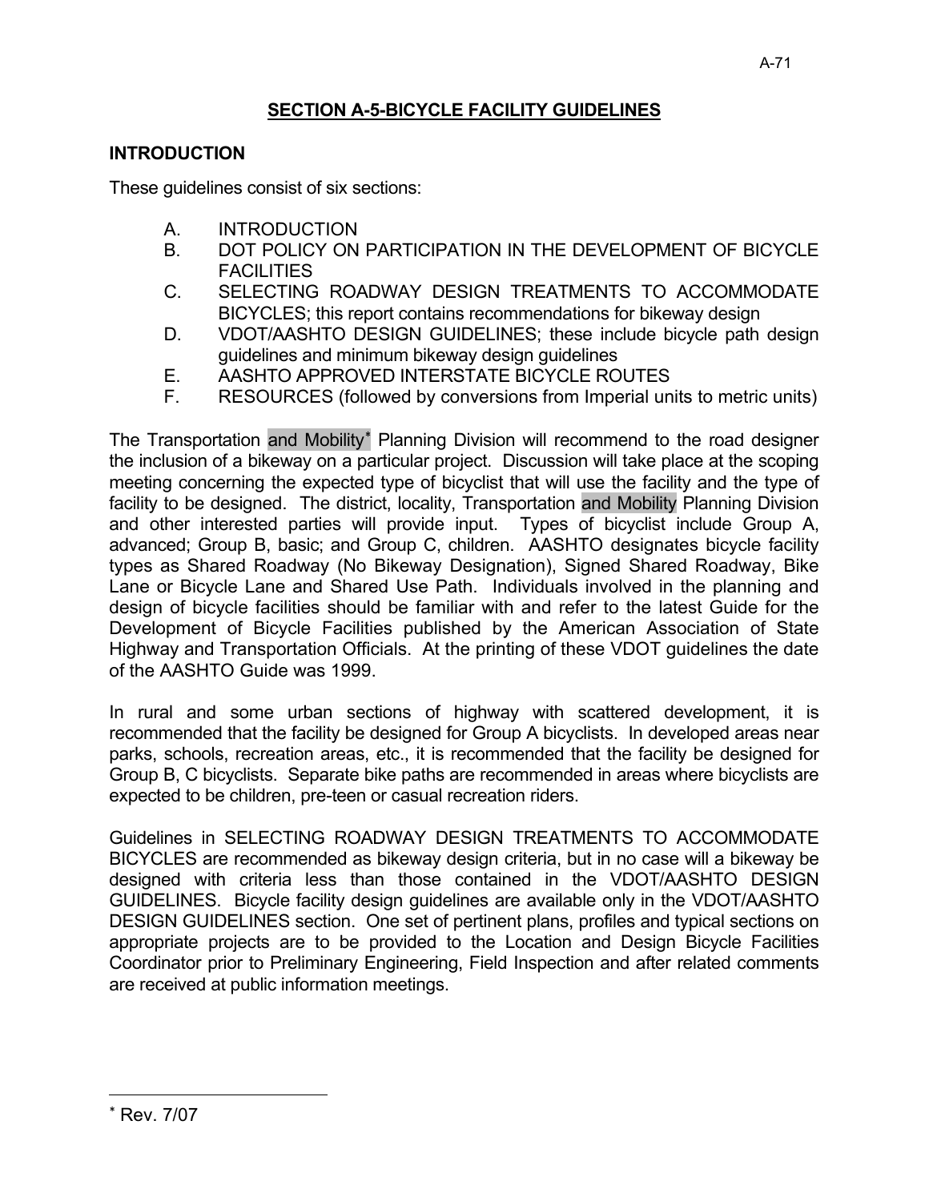# SECTION A-5-BICYCLE FACILITY GUIDELINES

## INTRODUCTION

These guidelines consist of six sections:

A. INTRODUCTION
B. DOT POLICY ON PARTICIPATION IN THE DEVELOPMENT OF BICYCLE FACILITIES
C. SELECTING ROADWAY DESIGN TREATMENTS TO ACCOMMODATE BICYCLES; this report contains recommendations for bikeway design
D. VDOT/AASHTO DESIGN GUIDELINES; these include bicycle path design guidelines and minimum bikeway design guidelines
E. AASHTO APPROVED INTERSTATE BICYCLE ROUTES
F. RESOURCES (followed by conversions from Imperial units to metric units)

The Transportation and Mobility* Planning Division will recommend to the road designer the inclusion of a bikeway on a particular project. Discussion will take place at the scoping meeting concerning the expected type of bicyclist that will use the facility and the type of facility to be designed. The district, locality, Transportation and Mobility Planning Division and other interested parties will provide input. Types of bicyclist include Group A, advanced; Group B, basic; and Group C, children. AASHTO designates bicycle facility types as Shared Roadway (No Bikeway Designation), Signed Shared Roadway, Bike Lane or Bicycle Lane and Shared Use Path. Individuals involved in the planning and design of bicycle facilities should be familiar with and refer to the latest Guide for the Development of Bicycle Facilities published by the American Association of State Highway and Transportation Officials. At the printing of these VDOT guidelines the date of the AASHTO Guide was 1999.

In rural and some urban sections of highway with scattered development, it is recommended that the facility be designed for Group A bicyclists. In developed areas near parks, schools, recreation areas, etc., it is recommended that the facility be designed for Group B, C bicyclists. Separate bike paths are recommended in areas where bicyclists are expected to be children, pre-teen or casual recreation riders.

Guidelines in SELECTING ROADWAY DESIGN TREATMENTS TO ACCOMMODATE BICYCLES are recommended as bikeway design criteria, but in no case will a bikeway be designed with criteria less than those contained in the VDOT/AASHTO DESIGN GUIDELINES. Bicycle facility design guidelines are available only in the VDOT/AASHTO DESIGN GUIDELINES section. One set of pertinent plans, profiles and typical sections on appropriate projects are to be provided to the Location and Design Bicycle Facilities Coordinator prior to Preliminary Engineering, Field Inspection and after related comments are received at public information meetings.

---

* Rev. 7/07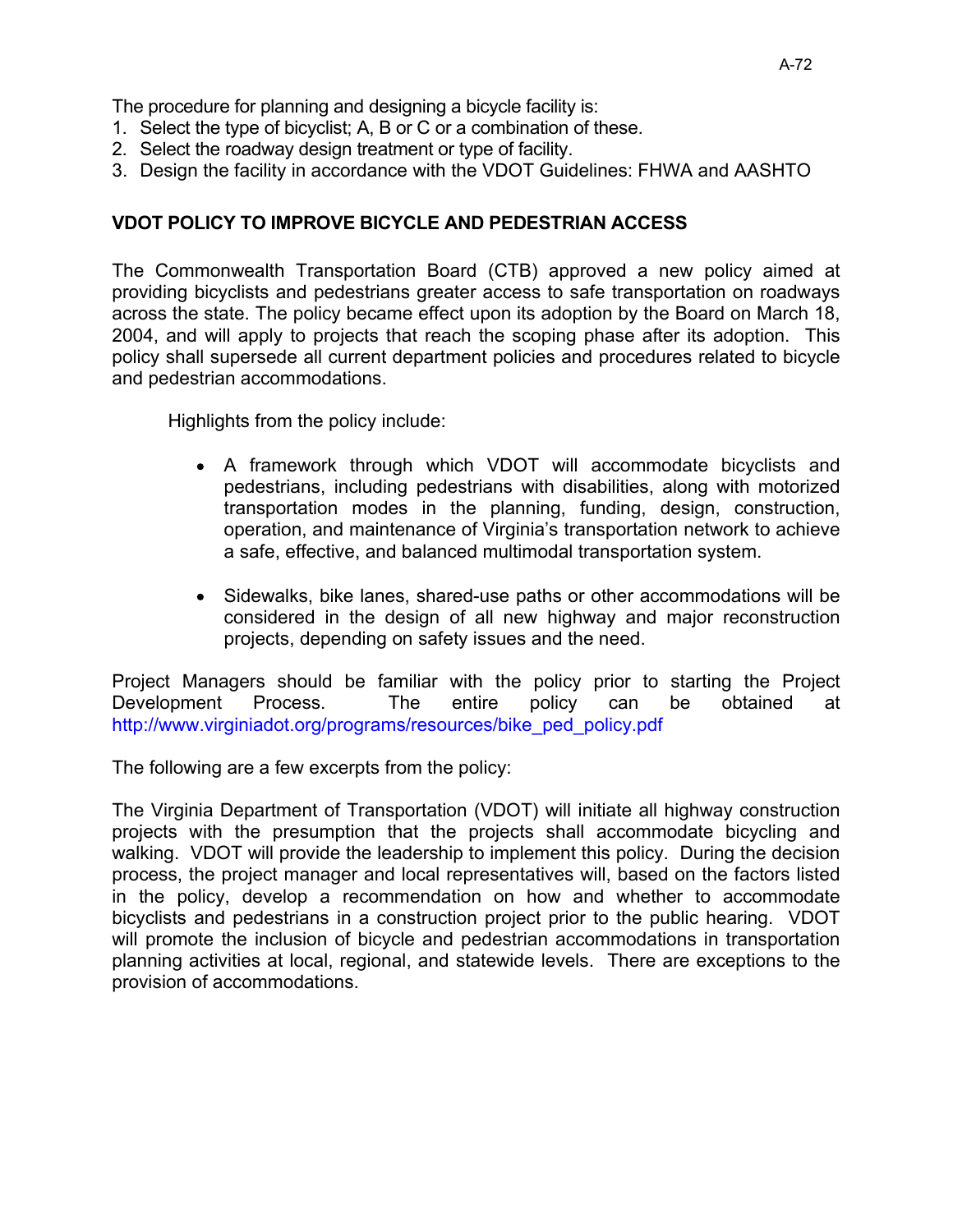The procedure for planning and designing a bicycle facility is:

1. Select the type of bicyclist; A, B or C or a combination of these.
2. Select the roadway design treatment or type of facility.
3. Design the facility in accordance with the VDOT Guidelines: FHWA and AASHTO

## VDOT POLICY TO IMPROVE BICYCLE AND PEDESTRIAN ACCESS

The Commonwealth Transportation Board (CTB) approved a new policy aimed at providing bicyclists and pedestrians greater access to safe transportation on roadways across the state. The policy became effect upon its adoption by the Board on March 18, 2004, and will apply to projects that reach the scoping phase after its adoption. This policy shall supersede all current department policies and procedures related to bicycle and pedestrian accommodations.

Highlights from the policy include:

- A framework through which VDOT will accommodate bicyclists and pedestrians, including pedestrians with disabilities, along with motorized transportation modes in the planning, funding, design, construction, operation, and maintenance of Virginia's transportation network to achieve a safe, effective, and balanced multimodal transportation system.

- Sidewalks, bike lanes, shared-use paths or other accommodations will be considered in the design of all new highway and major reconstruction projects, depending on safety issues and the need.

Project Managers should be familiar with the policy prior to starting the Project Development Process. The entire policy can be obtained at http://www.virginiadot.org/programs/resources/bike_ped_policy.pdf

The following are a few excerpts from the policy:

The Virginia Department of Transportation (VDOT) will initiate all highway construction projects with the presumption that the projects shall accommodate bicycling and walking. VDOT will provide the leadership to implement this policy. During the decision process, the project manager and local representatives will, based on the factors listed in the policy, develop a recommendation on how and whether to accommodate bicyclists and pedestrians in a construction project prior to the public hearing. VDOT will promote the inclusion of bicycle and pedestrian accommodations in transportation planning activities at local, regional, and statewide levels. There are exceptions to the provision of accommodations.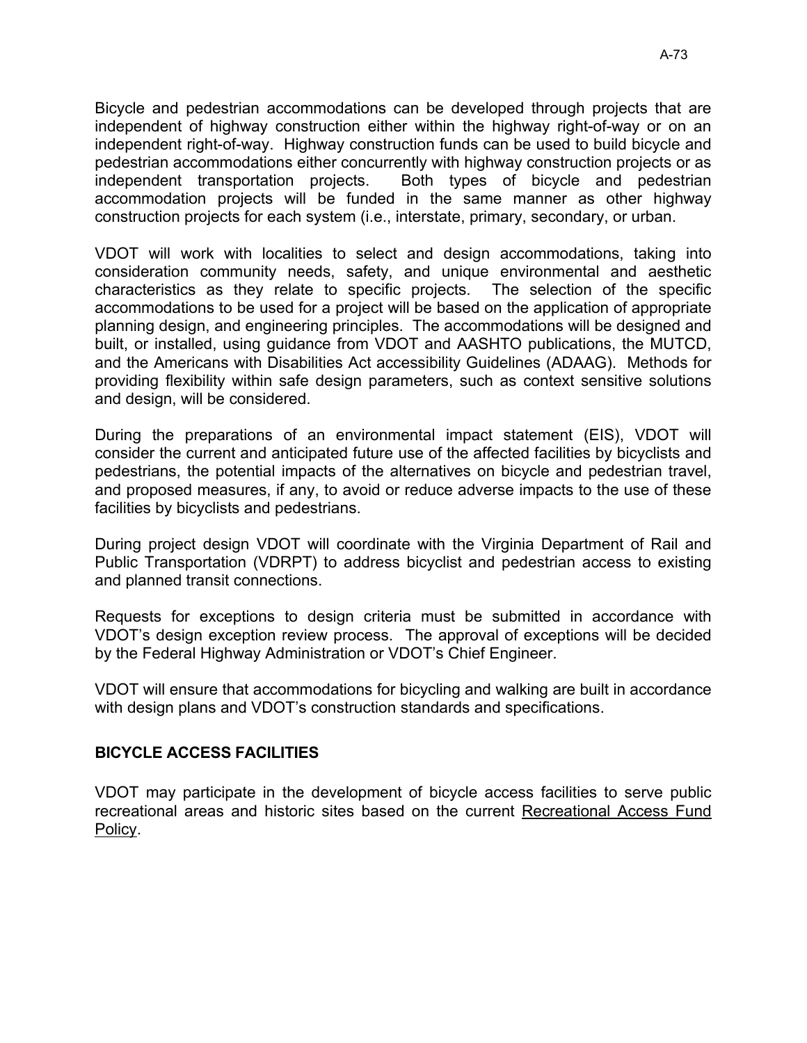Bicycle and pedestrian accommodations can be developed through projects that are independent of highway construction either within the highway right-of-way or on an independent right-of-way. Highway construction funds can be used to build bicycle and pedestrian accommodations either concurrently with highway construction projects or as independent transportation projects. Both types of bicycle and pedestrian accommodation projects will be funded in the same manner as other highway construction projects for each system (i.e., interstate, primary, secondary, or urban.

VDOT will work with localities to select and design accommodations, taking into consideration community needs, safety, and unique environmental and aesthetic characteristics as they relate to specific projects. The selection of the specific accommodations to be used for a project will be based on the application of appropriate planning design, and engineering principles. The accommodations will be designed and built, or installed, using guidance from VDOT and AASHTO publications, the MUTCD, and the Americans with Disabilities Act accessibility Guidelines (ADAAG). Methods for providing flexibility within safe design parameters, such as context sensitive solutions and design, will be considered.

During the preparations of an environmental impact statement (EIS), VDOT will consider the current and anticipated future use of the affected facilities by bicyclists and pedestrians, the potential impacts of the alternatives on bicycle and pedestrian travel, and proposed measures, if any, to avoid or reduce adverse impacts to the use of these facilities by bicyclists and pedestrians.

During project design VDOT will coordinate with the Virginia Department of Rail and Public Transportation (VDRPT) to address bicyclist and pedestrian access to existing and planned transit connections.

Requests for exceptions to design criteria must be submitted in accordance with VDOT's design exception review process. The approval of exceptions will be decided by the Federal Highway Administration or VDOT's Chief Engineer.

VDOT will ensure that accommodations for bicycling and walking are built in accordance with design plans and VDOT's construction standards and specifications.

## BICYCLE ACCESS FACILITIES

VDOT may participate in the development of bicycle access facilities to serve public recreational areas and historic sites based on the current Recreational Access Fund Policy.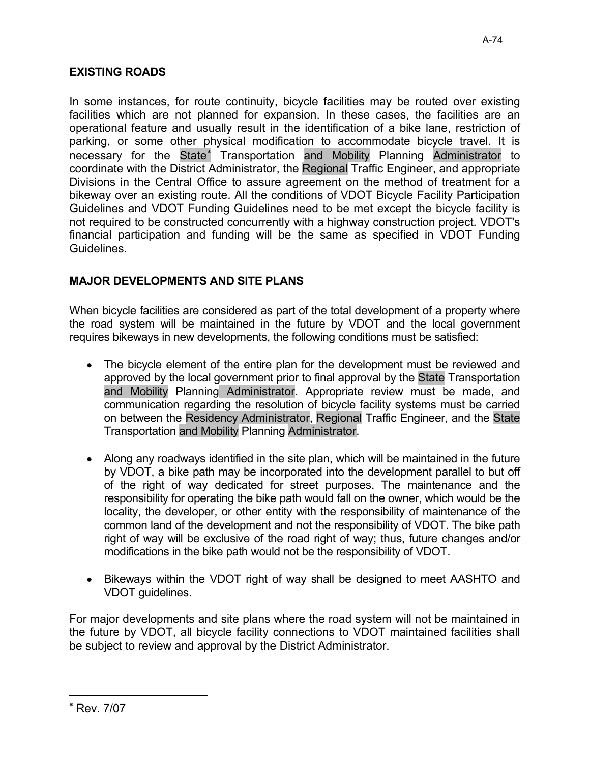## EXISTING ROADS

In some instances, for route continuity, bicycle facilities may be routed over existing facilities which are not planned for expansion. In these cases, the facilities are an operational feature and usually result in the identification of a bike lane, restriction of parking, or some other physical modification to accommodate bicycle travel. It is necessary for the State[*] Transportation and Mobility Planning Administrator to coordinate with the District Administrator, the Regional Traffic Engineer, and appropriate Divisions in the Central Office to assure agreement on the method of treatment for a bikeway over an existing route. All the conditions of VDOT Bicycle Facility Participation Guidelines and VDOT Funding Guidelines need to be met except the bicycle facility is not required to be constructed concurrently with a highway construction project. VDOT's financial participation and funding will be the same as specified in VDOT Funding Guidelines.

## MAJOR DEVELOPMENTS AND SITE PLANS

When bicycle facilities are considered as part of the total development of a property where the road system will be maintained in the future by VDOT and the local government requires bikeways in new developments, the following conditions must be satisfied:

- The bicycle element of the entire plan for the development must be reviewed and approved by the local government prior to final approval by the State Transportation and Mobility Planning Administrator. Appropriate review must be made, and communication regarding the resolution of bicycle facility systems must be carried on between the Residency Administrator, Regional Traffic Engineer, and the State Transportation and Mobility Planning Administrator.

- Along any roadways identified in the site plan, which will be maintained in the future by VDOT, a bike path may be incorporated into the development parallel to but off of the right of way dedicated for street purposes. The maintenance and the responsibility for operating the bike path would fall on the owner, which would be the locality, the developer, or other entity with the responsibility of maintenance of the common land of the development and not the responsibility of VDOT. The bike path right of way will be exclusive of the road right of way; thus, future changes and/or modifications in the bike path would not be the responsibility of VDOT.

- Bikeways within the VDOT right of way shall be designed to meet AASHTO and VDOT guidelines.

For major developments and site plans where the road system will not be maintained in the future by VDOT, all bicycle facility connections to VDOT maintained facilities shall be subject to review and approval by the District Administrator.

---

[*] Rev. 7/07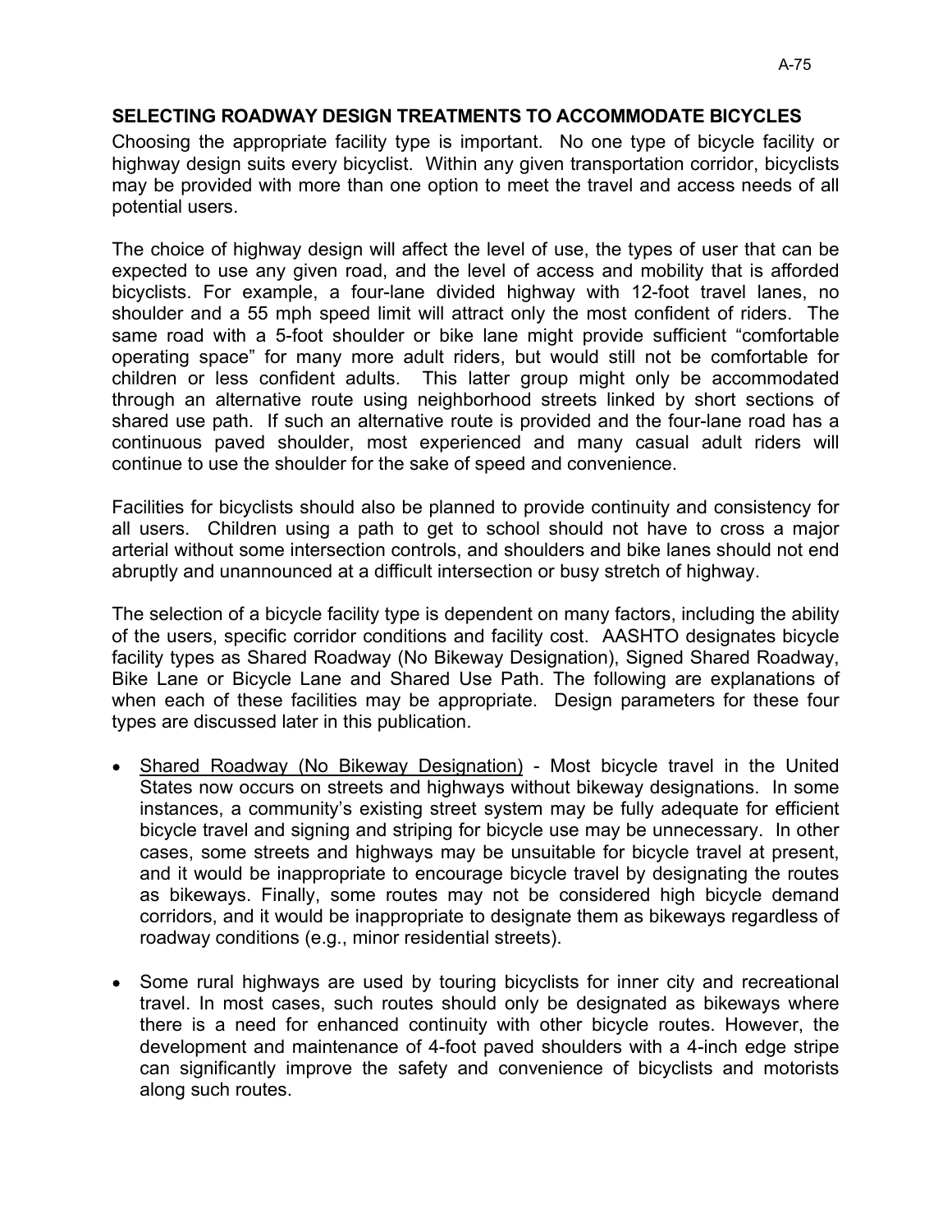## SELECTING ROADWAY DESIGN TREATMENTS TO ACCOMMODATE BICYCLES

Choosing the appropriate facility type is important. No one type of bicycle facility or highway design suits every bicyclist. Within any given transportation corridor, bicyclists may be provided with more than one option to meet the travel and access needs of all potential users.

The choice of highway design will affect the level of use, the types of user that can be expected to use any given road, and the level of access and mobility that is afforded bicyclists. For example, a four-lane divided highway with 12-foot travel lanes, no shoulder and a 55 mph speed limit will attract only the most confident of riders. The same road with a 5-foot shoulder or bike lane might provide sufficient "comfortable operating space" for many more adult riders, but would still not be comfortable for children or less confident adults. This latter group might only be accommodated through an alternative route using neighborhood streets linked by short sections of shared use path. If such an alternative route is provided and the four-lane road has a continuous paved shoulder, most experienced and many casual adult riders will continue to use the shoulder for the sake of speed and convenience.

Facilities for bicyclists should also be planned to provide continuity and consistency for all users. Children using a path to get to school should not have to cross a major arterial without some intersection controls, and shoulders and bike lanes should not end abruptly and unannounced at a difficult intersection or busy stretch of highway.

The selection of a bicycle facility type is dependent on many factors, including the ability of the users, specific corridor conditions and facility cost. AASHTO designates bicycle facility types as Shared Roadway (No Bikeway Designation), Signed Shared Roadway, Bike Lane or Bicycle Lane and Shared Use Path. The following are explanations of when each of these facilities may be appropriate. Design parameters for these four types are discussed later in this publication.

- Shared Roadway (No Bikeway Designation) - Most bicycle travel in the United States now occurs on streets and highways without bikeway designations. In some instances, a community's existing street system may be fully adequate for efficient bicycle travel and signing and striping for bicycle use may be unnecessary. In other cases, some streets and highways may be unsuitable for bicycle travel at present, and it would be inappropriate to encourage bicycle travel by designating the routes as bikeways. Finally, some routes may not be considered high bicycle demand corridors, and it would be inappropriate to designate them as bikeways regardless of roadway conditions (e.g., minor residential streets).

- Some rural highways are used by touring bicyclists for inner city and recreational travel. In most cases, such routes should only be designated as bikeways where there is a need for enhanced continuity with other bicycle routes. However, the development and maintenance of 4-foot paved shoulders with a 4-inch edge stripe can significantly improve the safety and convenience of bicyclists and motorists along such routes.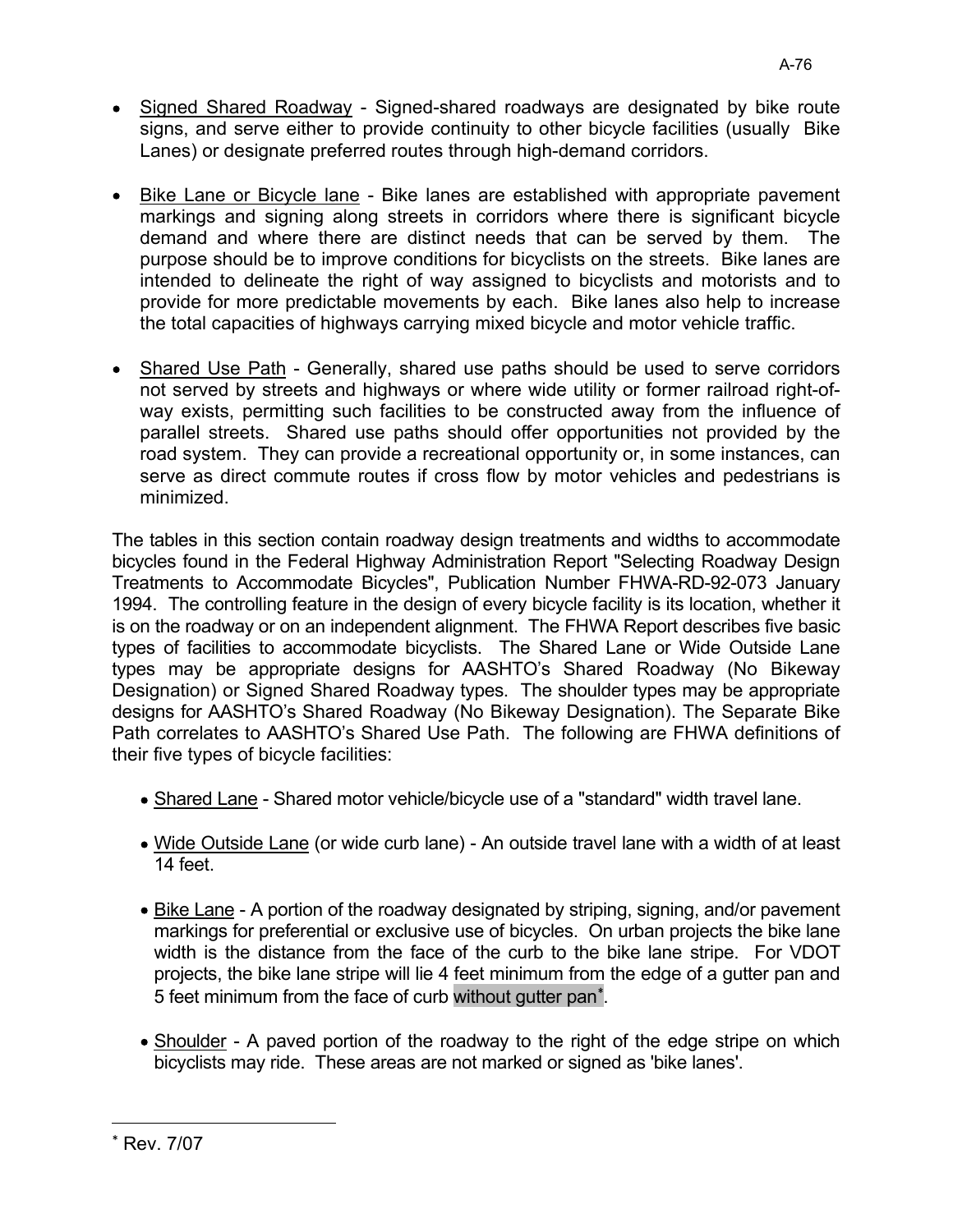- Signed Shared Roadway - Signed-shared roadways are designated by bike route signs, and serve either to provide continuity to other bicycle facilities (usually Bike Lanes) or designate preferred routes through high-demand corridors.

- Bike Lane or Bicycle lane - Bike lanes are established with appropriate pavement markings and signing along streets in corridors where there is significant bicycle demand and where there are distinct needs that can be served by them. The purpose should be to improve conditions for bicyclists on the streets. Bike lanes are intended to delineate the right of way assigned to bicyclists and motorists and to provide for more predictable movements by each. Bike lanes also help to increase the total capacities of highways carrying mixed bicycle and motor vehicle traffic.

- Shared Use Path - Generally, shared use paths should be used to serve corridors not served by streets and highways or where wide utility or former railroad right-of-way exists, permitting such facilities to be constructed away from the influence of parallel streets. Shared use paths should offer opportunities not provided by the road system. They can provide a recreational opportunity or, in some instances, can serve as direct commute routes if cross flow by motor vehicles and pedestrians is minimized.

The tables in this section contain roadway design treatments and widths to accommodate bicycles found in the Federal Highway Administration Report "Selecting Roadway Design Treatments to Accommodate Bicycles", Publication Number FHWA-RD-92-073 January 1994. The controlling feature in the design of every bicycle facility is its location, whether it is on the roadway or on an independent alignment. The FHWA Report describes five basic types of facilities to accommodate bicyclists. The Shared Lane or Wide Outside Lane types may be appropriate designs for AASHTO's Shared Roadway (No Bikeway Designation) or Signed Shared Roadway types. The shoulder types may be appropriate designs for AASHTO's Shared Roadway (No Bikeway Designation). The Separate Bike Path correlates to AASHTO's Shared Use Path. The following are FHWA definitions of their five types of bicycle facilities:

- Shared Lane - Shared motor vehicle/bicycle use of a "standard" width travel lane.

- Wide Outside Lane (or wide curb lane) - An outside travel lane with a width of at least 14 feet.

- Bike Lane - A portion of the roadway designated by striping, signing, and/or pavement markings for preferential or exclusive use of bicycles. On urban projects the bike lane width is the distance from the face of the curb to the bike lane stripe. For VDOT projects, the bike lane stripe will lie 4 feet minimum from the edge of a gutter pan and 5 feet minimum from the face of curb without gutter pan[*].

- Shoulder - A paved portion of the roadway to the right of the edge stripe on which bicyclists may ride. These areas are not marked or signed as 'bike lanes'.

[*] Rev. 7/07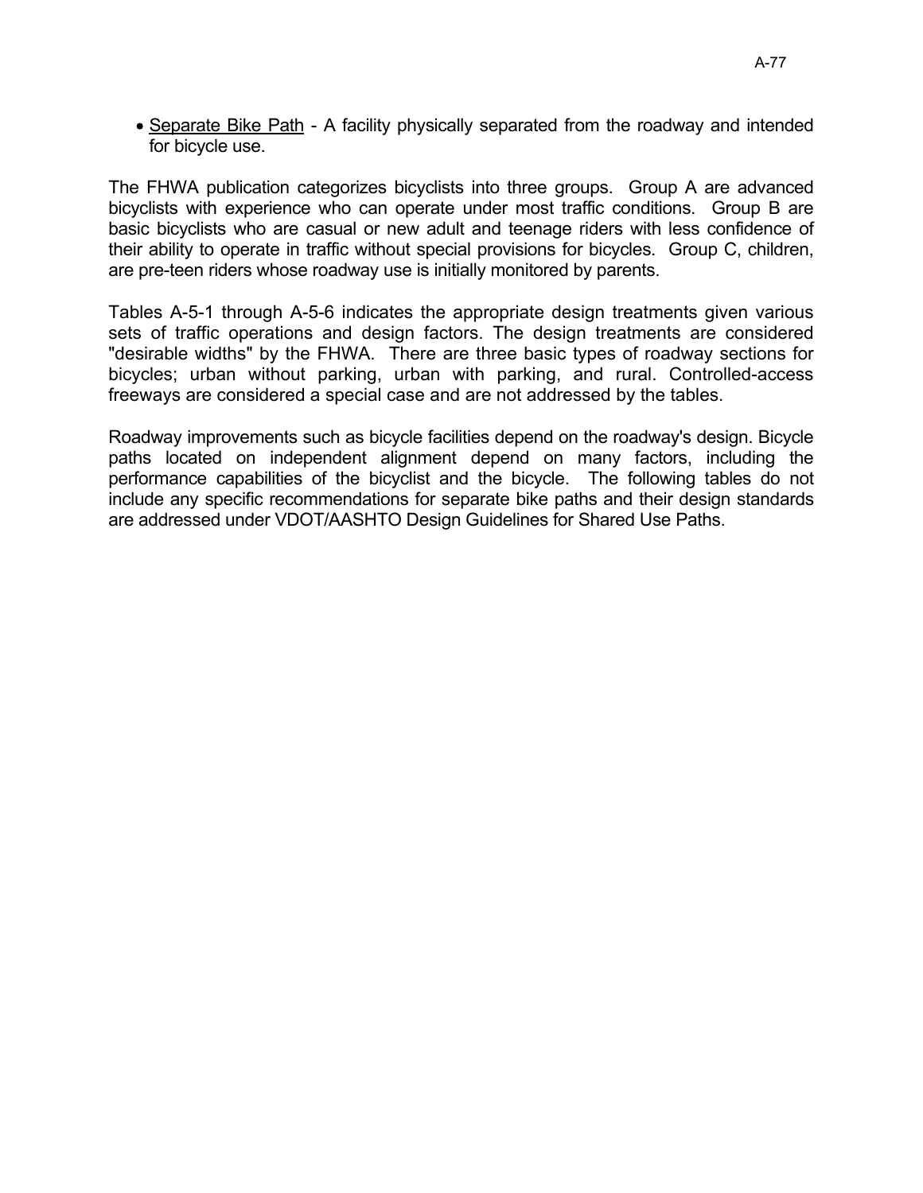- <u>Separate Bike Path</u> - A facility physically separated from the roadway and intended for bicycle use.

The FHWA publication categorizes bicyclists into three groups. Group A are advanced bicyclists with experience who can operate under most traffic conditions. Group B are basic bicyclists who are casual or new adult and teenage riders with less confidence of their ability to operate in traffic without special provisions for bicycles. Group C, children, are pre-teen riders whose roadway use is initially monitored by parents.

Tables A-5-1 through A-5-6 indicates the appropriate design treatments given various sets of traffic operations and design factors. The design treatments are considered "desirable widths" by the FHWA. There are three basic types of roadway sections for bicycles; urban without parking, urban with parking, and rural. Controlled-access freeways are considered a special case and are not addressed by the tables.

Roadway improvements such as bicycle facilities depend on the roadway's design. Bicycle paths located on independent alignment depend on many factors, including the performance capabilities of the bicyclist and the bicycle. The following tables do not include any specific recommendations for separate bike paths and their design standards are addressed under VDOT/AASHTO Design Guidelines for Shared Use Paths.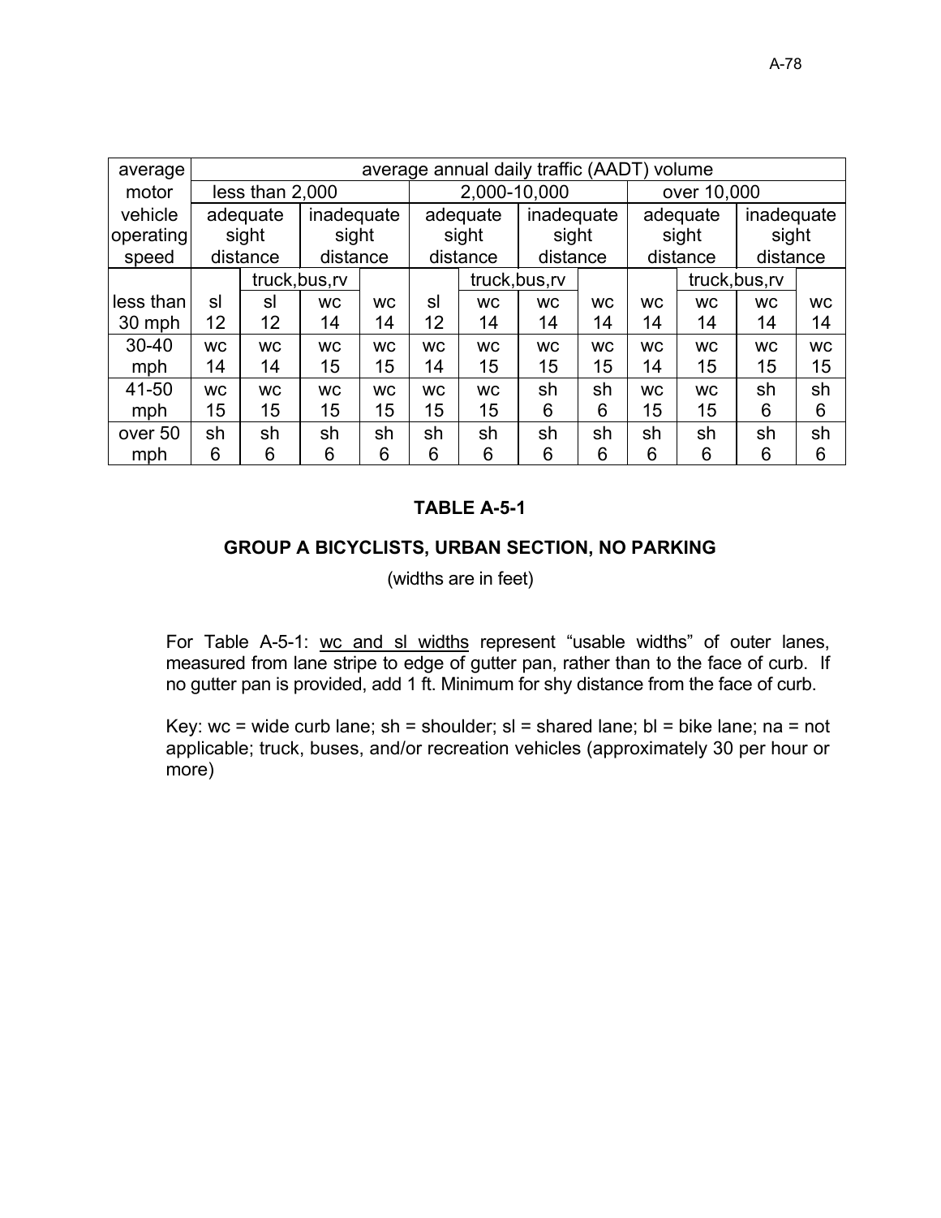| average motor vehicle operating speed | average annual daily traffic (AADT) volume | | | | | | | | | | | |
|---|---|---|---|---|---|---|---|---|---|---|---|---|
| | less than 2,000 | | | | 2,000-10,000 | | | | over 10,000 | | | |
| | adequate sight distance | | inadequate sight distance | | adequate sight distance | | inadequate sight distance | | adequate sight distance | | inadequate sight distance | |
| | | truck,bus,rv | truck,bus,rv | | | truck,bus,rv | truck,bus,rv | | | truck,bus,rv | truck,bus,rv | |
| less than 30 mph | sl 12 | sl 12 | wc 14 | wc 14 | sl 12 | wc 14 | wc 14 | wc 14 | wc 14 | wc 14 | wc 14 | wc 14 |
| 30-40 mph | wc 14 | wc 14 | wc 15 | wc 15 | wc 14 | wc 15 | wc 15 | wc 15 | wc 14 | wc 15 | wc 15 | wc 15 |
| 41-50 mph | wc 15 | wc 15 | wc 15 | wc 15 | wc 15 | wc 15 | sh 6 | sh 6 | wc 15 | wc 15 | sh 6 | sh 6 |
| over 50 mph | sh 6 | sh 6 | sh 6 | sh 6 | sh 6 | sh 6 | sh 6 | sh 6 | sh 6 | sh 6 | sh 6 | sh 6 |

**TABLE A-5-1**

**GROUP A BICYCLISTS, URBAN SECTION, NO PARKING**

(widths are in feet)

For Table A-5-1: wc and sl widths represent "usable widths" of outer lanes, measured from lane stripe to edge of gutter pan, rather than to the face of curb. If no gutter pan is provided, add 1 ft. Minimum for shy distance from the face of curb.

Key: wc = wide curb lane; sh = shoulder; sl = shared lane; bl = bike lane; na = not applicable; truck, buses, and/or recreation vehicles (approximately 30 per hour or more)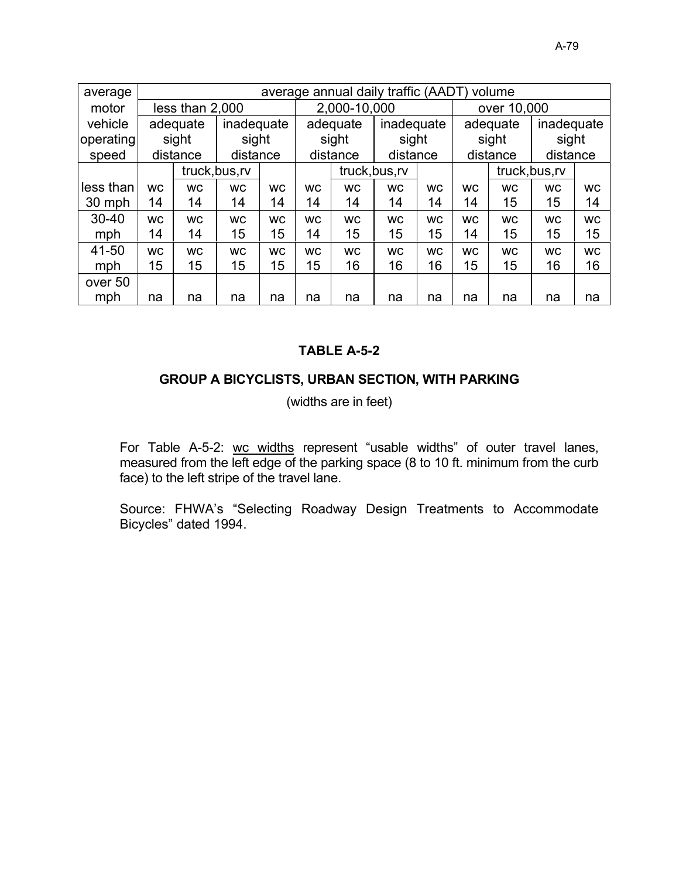| average motor vehicle operating speed | average annual daily traffic (AADT) volume | | | | | | | | | | | |
|---|---|---|---|---|---|---|---|---|---|---|---|---|
| | less than 2,000 | | | | 2,000-10,000 | | | | over 10,000 | | | |
| | adequate sight distance | | inadequate sight distance | | adequate sight distance | | inadequate sight distance | | adequate sight distance | | inadequate sight distance | |
| | | truck,bus,rv | | | | truck,bus,rv | | | | truck,bus,rv | | |
| less than 30 mph | wc 14 | wc 14 | wc 14 | wc 14 | wc 14 | wc 14 | wc 14 | wc 14 | wc 14 | wc 15 | wc 15 | wc 14 |
| 30-40 mph | wc 14 | wc 14 | wc 15 | wc 15 | wc 14 | wc 15 | wc 15 | wc 15 | wc 14 | wc 15 | wc 15 | wc 15 |
| 41-50 mph | wc 15 | wc 15 | wc 15 | wc 15 | wc 15 | wc 16 | wc 16 | wc 16 | wc 15 | wc 15 | wc 16 | wc 16 |
| over 50 mph | na | na | na | na | na | na | na | na | na | na | na | na |

**TABLE A-5-2**

**GROUP A BICYCLISTS, URBAN SECTION, WITH PARKING**

(widths are in feet)

For Table A-5-2: wc widths represent "usable widths" of outer travel lanes, measured from the left edge of the parking space (8 to 10 ft. minimum from the curb face) to the left stripe of the travel lane.

Source: FHWA's "Selecting Roadway Design Treatments to Accommodate Bicycles" dated 1994.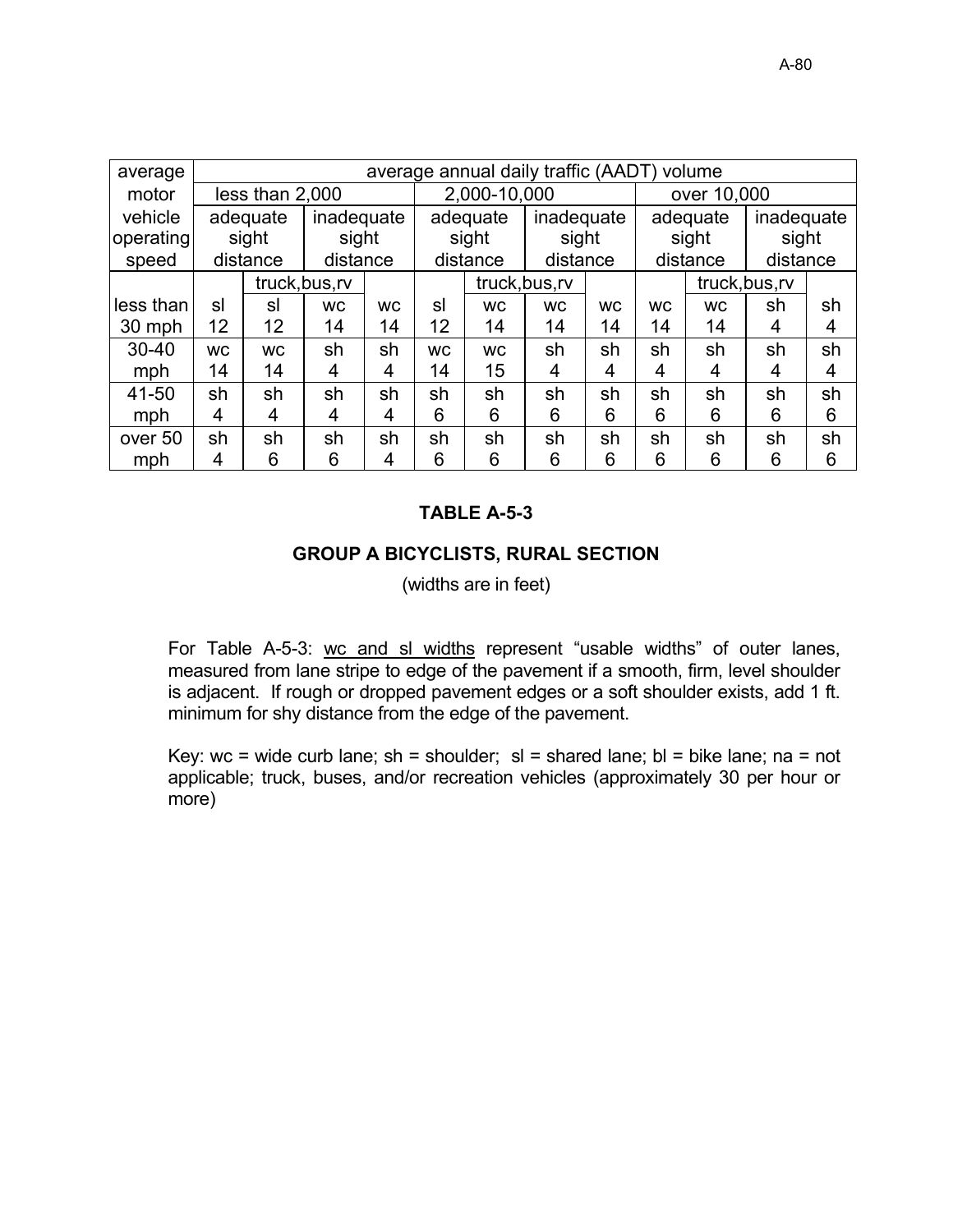| average motor vehicle operating speed | average annual daily traffic (AADT) volume | | | | | | | | | | | |
|---|---|---|---|---|---|---|---|---|---|---|---|---|
| | less than 2,000 | | | | 2,000-10,000 | | | | over 10,000 | | | |
| | adequate sight distance | | inadequate sight distance | | adequate sight distance | | inadequate sight distance | | adequate sight distance | | inadequate sight distance | |
| | | truck,bus,rv | | | | truck,bus,rv | | | | truck,bus,rv | | |
| less than 30 mph | sl 12 | sl 12 | wc 14 | wc 14 | sl 12 | wc 14 | wc 14 | wc 14 | wc 14 | wc 14 | sh 4 | sh 4 |
| 30-40 mph | wc 14 | wc 14 | sh 4 | sh 4 | wc 14 | wc 15 | sh 4 | sh 4 | sh 4 | sh 4 | sh 4 | sh 4 |
| 41-50 mph | sh 4 | sh 4 | sh 4 | sh 4 | sh 6 | sh 6 | sh 6 | sh 6 | sh 6 | sh 6 | sh 6 | sh 6 |
| over 50 mph | sh 4 | sh 6 | sh 6 | sh 4 | sh 6 | sh 6 | sh 6 | sh 6 | sh 6 | sh 6 | sh 6 | sh 6 |

**TABLE A-5-3**

**GROUP A BICYCLISTS, RURAL SECTION**

(widths are in feet)

For Table A-5-3: wc and sl widths represent "usable widths" of outer lanes, measured from lane stripe to edge of the pavement if a smooth, firm, level shoulder is adjacent. If rough or dropped pavement edges or a soft shoulder exists, add 1 ft. minimum for shy distance from the edge of the pavement.

Key: wc = wide curb lane; sh = shoulder; sl = shared lane; bl = bike lane; na = not applicable; truck, buses, and/or recreation vehicles (approximately 30 per hour or more)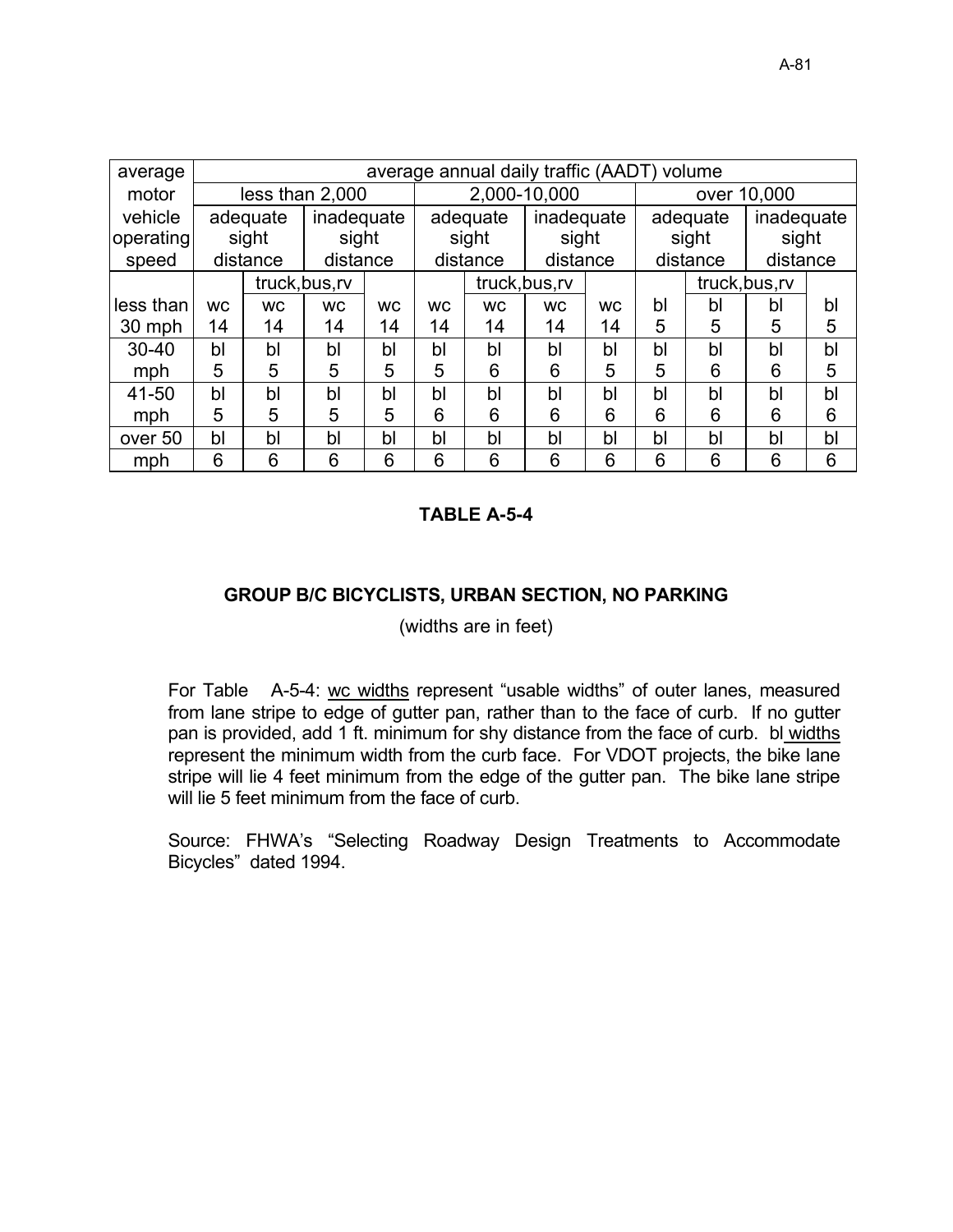| average motor vehicle operating speed | average annual daily traffic (AADT) volume | | | | | | | | | | | |
|---|---|---|---|---|---|---|---|---|---|---|---|---|
| | less than 2,000 | | | | 2,000-10,000 | | | | over 10,000 | | | |
| | adequate sight distance | | inadequate sight distance | | adequate sight distance | | inadequate sight distance | | adequate sight distance | | inadequate sight distance | |
| | | truck,bus,rv | | | | truck,bus,rv | | | | truck,bus,rv | | |
| less than 30 mph | wc 14 | wc 14 | wc 14 | wc 14 | wc 14 | wc 14 | wc 14 | wc 14 | bl 5 | bl 5 | bl 5 | bl 5 |
| 30-40 mph | bl 5 | bl 5 | bl 5 | bl 5 | bl 5 | bl 6 | bl 6 | bl 5 | bl 5 | bl 6 | bl 6 | bl 5 |
| 41-50 mph | bl 5 | bl 5 | bl 5 | bl 5 | bl 6 | bl 6 | bl 6 | bl 6 | bl 6 | bl 6 | bl 6 | bl 6 |
| over 50 mph | bl 6 | bl 6 | bl 6 | bl 6 | bl 6 | bl 6 | bl 6 | bl 6 | bl 6 | bl 6 | bl 6 | bl 6 |

**TABLE A-5-4**

**GROUP B/C BICYCLISTS, URBAN SECTION, NO PARKING**

(widths are in feet)

For Table A-5-4: wc widths represent "usable widths" of outer lanes, measured from lane stripe to edge of gutter pan, rather than to the face of curb. If no gutter pan is provided, add 1 ft. minimum for shy distance from the face of curb. bl widths represent the minimum width from the curb face. For VDOT projects, the bike lane stripe will lie 4 feet minimum from the edge of the gutter pan. The bike lane stripe will lie 5 feet minimum from the face of curb.

Source: FHWA's "Selecting Roadway Design Treatments to Accommodate Bicycles" dated 1994.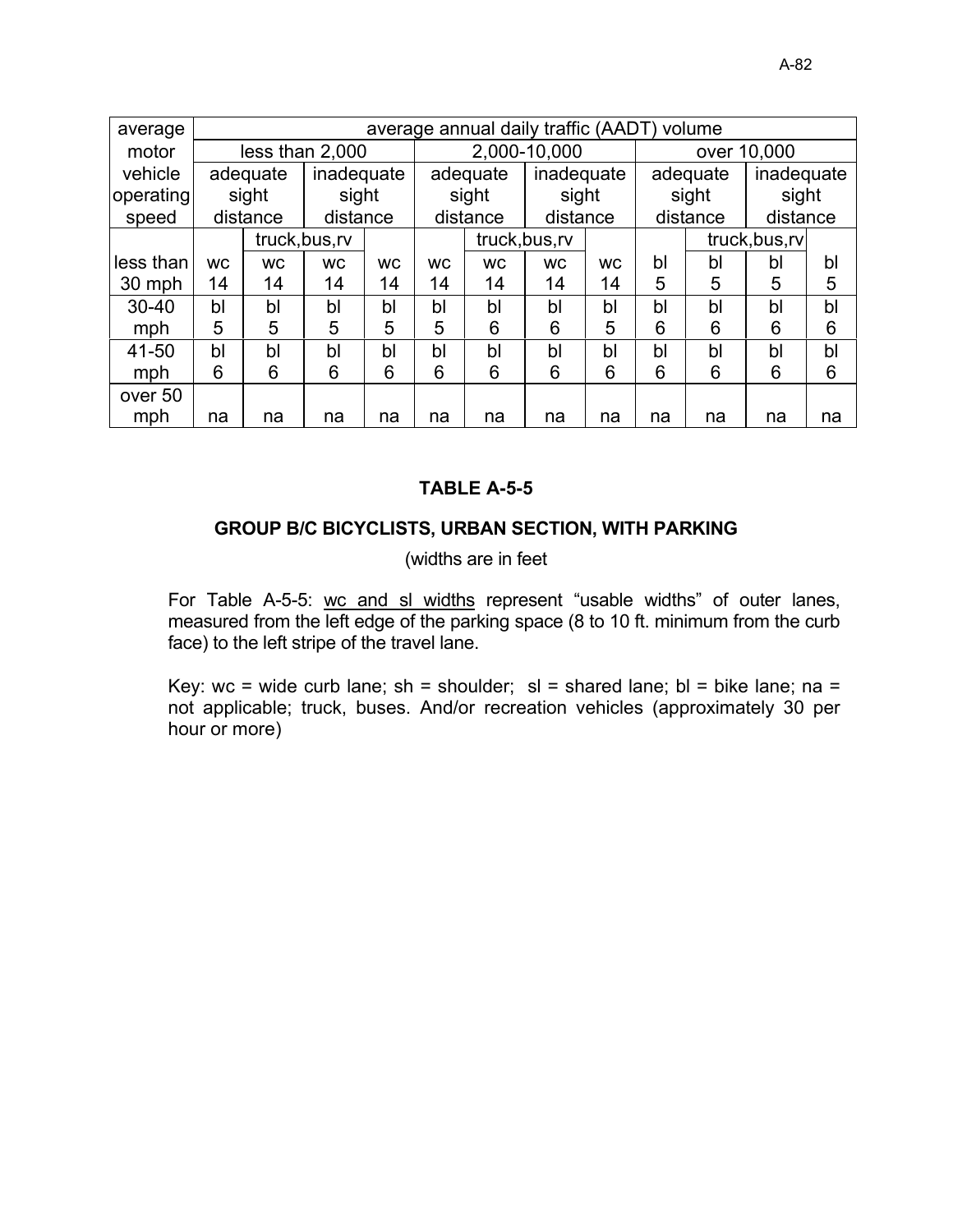| average motor vehicle operating speed | average annual daily traffic (AADT) volume | | | | | | | | | | | |
|---|---|---|---|---|---|---|---|---|---|---|---|---|
| | less than 2,000 | | | | 2,000-10,000 | | | | over 10,000 | | | |
| | adequate sight distance | | inadequate sight distance | | adequate sight distance | | inadequate sight distance | | adequate sight distance | | inadequate sight distance | |
| | | truck,bus,rv | | | | truck,bus,rv | | | | truck,bus,rv | | |
| less than 30 mph | wc 14 | wc 14 | wc 14 | wc 14 | wc 14 | wc 14 | wc 14 | wc 14 | bl 5 | bl 5 | bl 5 | bl 5 |
| 30-40 mph | bl 5 | bl 5 | bl 5 | bl 5 | bl 5 | bl 6 | bl 6 | bl 5 | bl 6 | bl 6 | bl 6 | bl 6 |
| 41-50 mph | bl 6 | bl 6 | bl 6 | bl 6 | bl 6 | bl 6 | bl 6 | bl 6 | bl 6 | bl 6 | bl 6 | bl 6 |
| over 50 mph | na | na | na | na | na | na | na | na | na | na | na | na |

**TABLE A-5-5**

**GROUP B/C BICYCLISTS, URBAN SECTION, WITH PARKING**

(widths are in feet

For Table A-5-5: wc and sl widths represent "usable widths" of outer lanes, measured from the left edge of the parking space (8 to 10 ft. minimum from the curb face) to the left stripe of the travel lane.

Key: wc = wide curb lane; sh = shoulder; sl = shared lane; bl = bike lane; na = not applicable; truck, buses. And/or recreation vehicles (approximately 30 per hour or more)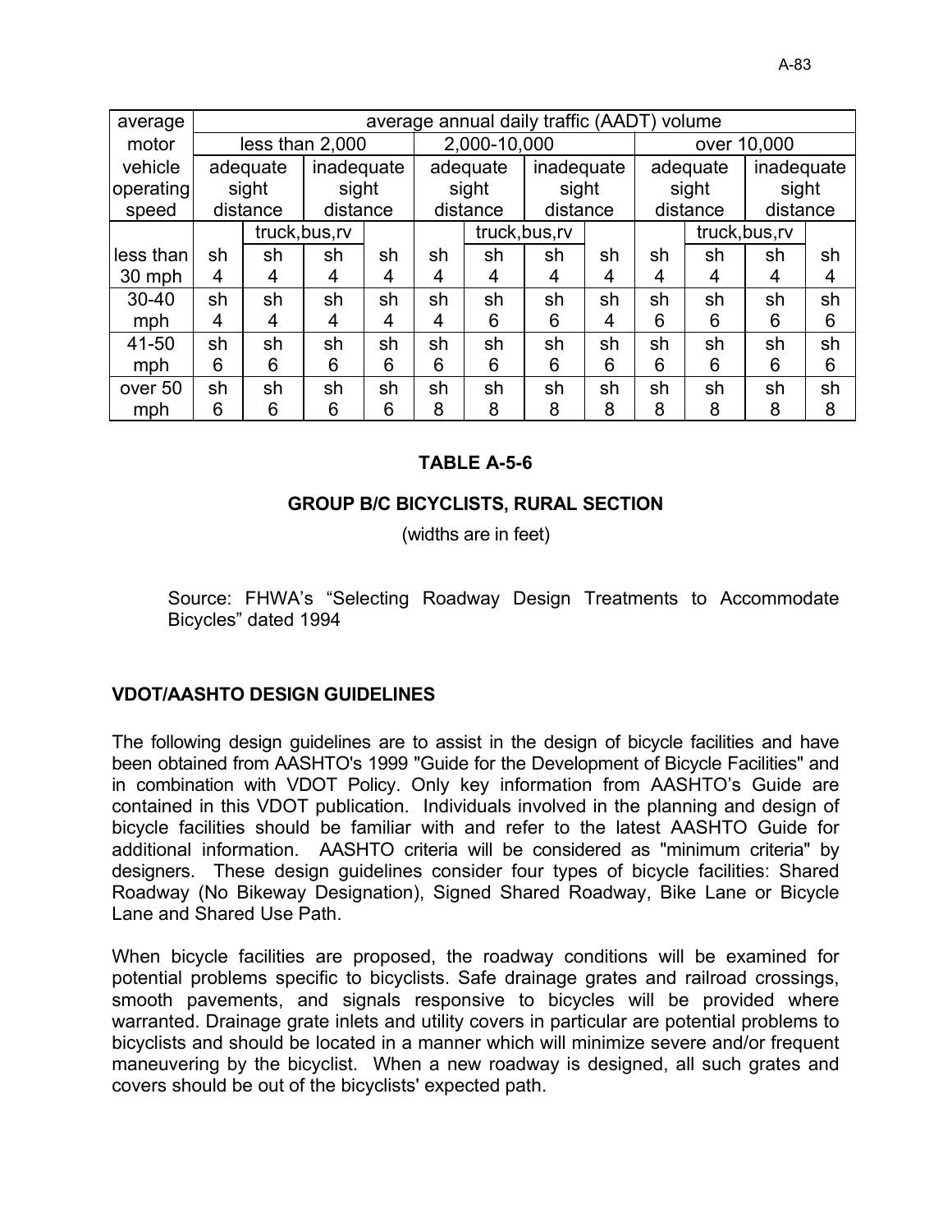| average motor vehicle operating speed | average annual daily traffic (AADT) volume | | | | | | | | | | | |
|---|---|---|---|---|---|---|---|---|---|---|---|---|
| | less than 2,000 | | | | 2,000-10,000 | | | | over 10,000 | | | |
| | adequate sight distance | | inadequate sight distance | | adequate sight distance | | inadequate sight distance | | adequate sight distance | | inadequate sight distance | |
| | | truck,bus,rv | | | | truck,bus,rv | | | | truck,bus,rv | | |
| less than 30 mph | sh 4 | sh 4 | sh 4 | sh 4 | sh 4 | sh 4 | sh 4 | sh 4 | sh 4 | sh 4 | sh 4 | sh 4 |
| 30-40 mph | sh 4 | sh 4 | sh 4 | sh 4 | sh 4 | sh 6 | sh 6 | sh 4 | sh 6 | sh 6 | sh 6 | sh 6 |
| 41-50 mph | sh 6 | sh 6 | sh 6 | sh 6 | sh 6 | sh 6 | sh 6 | sh 6 | sh 6 | sh 6 | sh 6 | sh 6 |
| over 50 mph | sh 6 | sh 6 | sh 6 | sh 6 | sh 8 | sh 8 | sh 8 | sh 8 | sh 8 | sh 8 | sh 8 | sh 8 |

**TABLE A-5-6**

**GROUP B/C BICYCLISTS, RURAL SECTION**

(widths are in feet)

Source: FHWA's "Selecting Roadway Design Treatments to Accommodate Bicycles" dated 1994

## VDOT/AASHTO DESIGN GUIDELINES

The following design guidelines are to assist in the design of bicycle facilities and have been obtained from AASHTO's 1999 "Guide for the Development of Bicycle Facilities" and in combination with VDOT Policy. Only key information from AASHTO's Guide are contained in this VDOT publication. Individuals involved in the planning and design of bicycle facilities should be familiar with and refer to the latest AASHTO Guide for additional information. AASHTO criteria will be considered as "minimum criteria" by designers. These design guidelines consider four types of bicycle facilities: Shared Roadway (No Bikeway Designation), Signed Shared Roadway, Bike Lane or Bicycle Lane and Shared Use Path.

When bicycle facilities are proposed, the roadway conditions will be examined for potential problems specific to bicyclists. Safe drainage grates and railroad crossings, smooth pavements, and signals responsive to bicycles will be provided where warranted. Drainage grate inlets and utility covers in particular are potential problems to bicyclists and should be located in a manner which will minimize severe and/or frequent maneuvering by the bicyclist. When a new roadway is designed, all such grates and covers should be out of the bicyclists' expected path.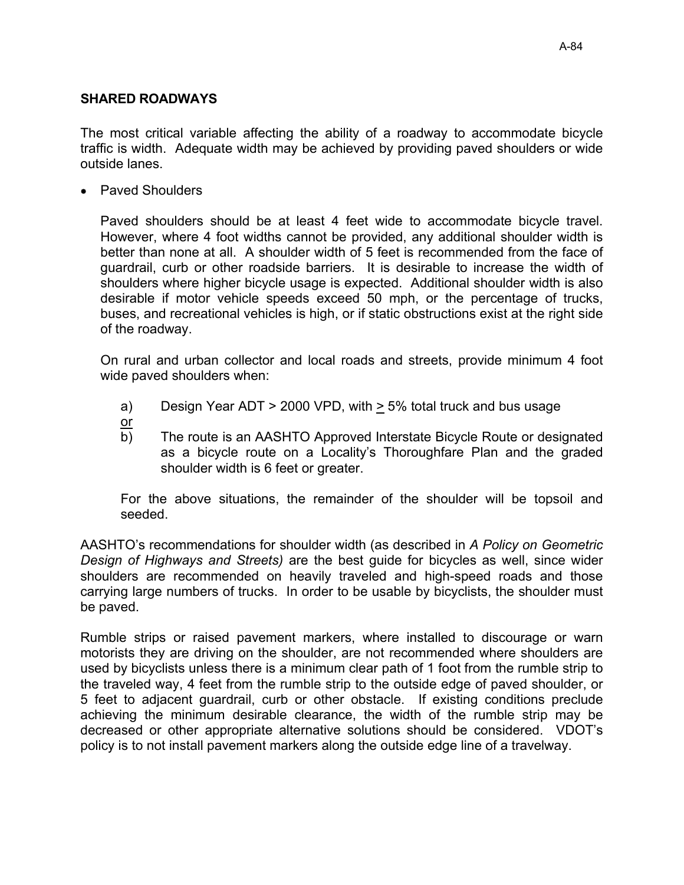## SHARED ROADWAYS

The most critical variable affecting the ability of a roadway to accommodate bicycle traffic is width. Adequate width may be achieved by providing paved shoulders or wide outside lanes.

- Paved Shoulders

  Paved shoulders should be at least 4 feet wide to accommodate bicycle travel. However, where 4 foot widths cannot be provided, any additional shoulder width is better than none at all. A shoulder width of 5 feet is recommended from the face of guardrail, curb or other roadside barriers. It is desirable to increase the width of shoulders where higher bicycle usage is expected. Additional shoulder width is also desirable if motor vehicle speeds exceed 50 mph, or the percentage of trucks, buses, and recreational vehicles is high, or if static obstructions exist at the right side of the roadway.

  On rural and urban collector and local roads and streets, provide minimum 4 foot wide paved shoulders when:

  a) Design Year ADT > 2000 VPD, with ≥ 5% total truck and bus usage

  or

  b) The route is an AASHTO Approved Interstate Bicycle Route or designated as a bicycle route on a Locality's Thoroughfare Plan and the graded shoulder width is 6 feet or greater.

  For the above situations, the remainder of the shoulder will be topsoil and seeded.

AASHTO's recommendations for shoulder width (as described in *A Policy on Geometric Design of Highways and Streets)* are the best guide for bicycles as well, since wider shoulders are recommended on heavily traveled and high-speed roads and those carrying large numbers of trucks. In order to be usable by bicyclists, the shoulder must be paved.

Rumble strips or raised pavement markers, where installed to discourage or warn motorists they are driving on the shoulder, are not recommended where shoulders are used by bicyclists unless there is a minimum clear path of 1 foot from the rumble strip to the traveled way, 4 feet from the rumble strip to the outside edge of paved shoulder, or 5 feet to adjacent guardrail, curb or other obstacle. If existing conditions preclude achieving the minimum desirable clearance, the width of the rumble strip may be decreased or other appropriate alternative solutions should be considered. VDOT's policy is to not install pavement markers along the outside edge line of a travelway.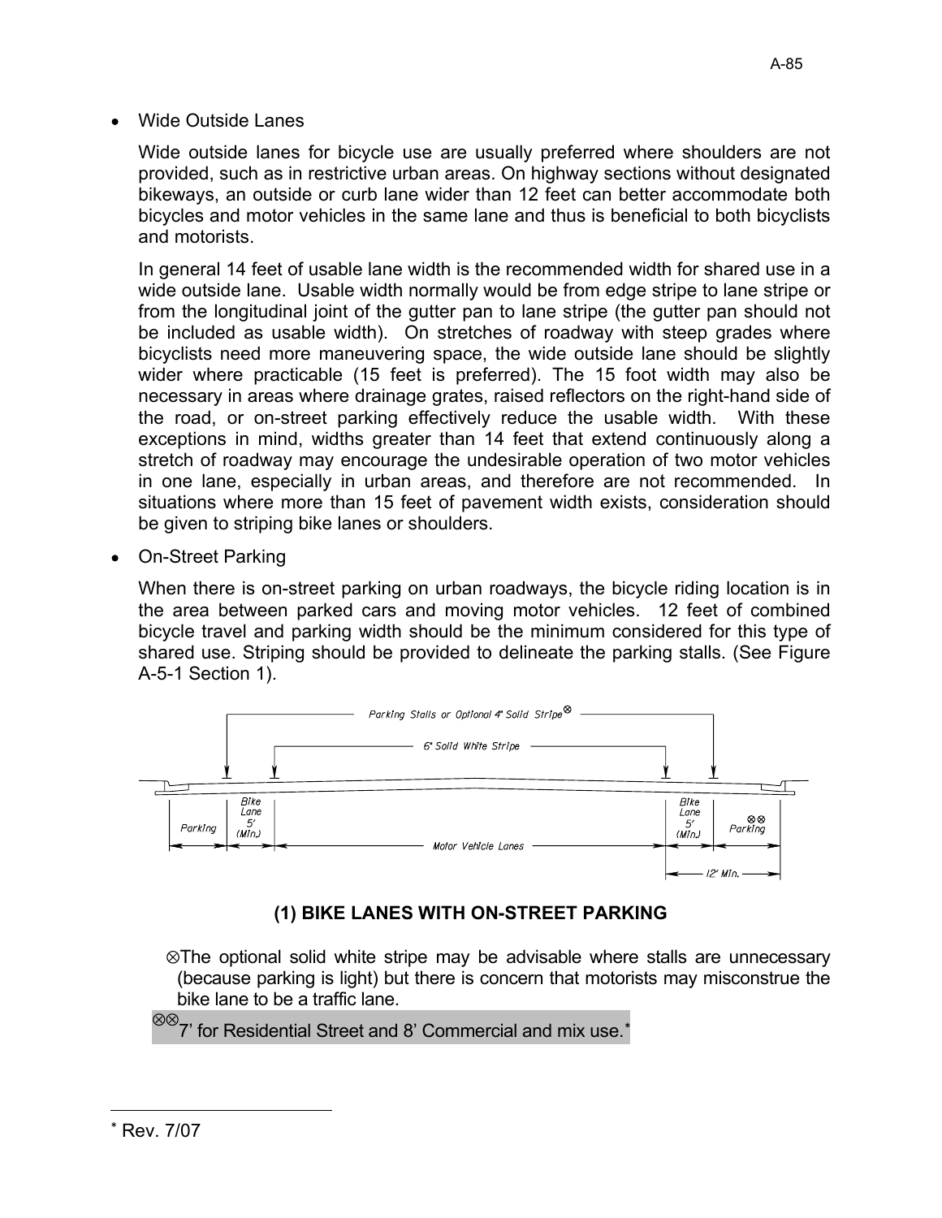- Wide Outside Lanes

  Wide outside lanes for bicycle use are usually preferred where shoulders are not provided, such as in restrictive urban areas. On highway sections without designated bikeways, an outside or curb lane wider than 12 feet can better accommodate both bicycles and motor vehicles in the same lane and thus is beneficial to both bicyclists and motorists.

  In general 14 feet of usable lane width is the recommended width for shared use in a wide outside lane. Usable width normally would be from edge stripe to lane stripe or from the longitudinal joint of the gutter pan to lane stripe (the gutter pan should not be included as usable width). On stretches of roadway with steep grades where bicyclists need more maneuvering space, the wide outside lane should be slightly wider where practicable (15 feet is preferred). The 15 foot width may also be necessary in areas where drainage grates, raised reflectors on the right-hand side of the road, or on-street parking effectively reduce the usable width. With these exceptions in mind, widths greater than 14 feet that extend continuously along a stretch of roadway may encourage the undesirable operation of two motor vehicles in one lane, especially in urban areas, and therefore are not recommended. In situations where more than 15 feet of pavement width exists, consideration should be given to striping bike lanes or shoulders.

- On-Street Parking

  When there is on-street parking on urban roadways, the bicycle riding location is in the area between parked cars and moving motor vehicles. 12 feet of combined bicycle travel and parking width should be the minimum considered for this type of shared use. Striping should be provided to delineate the parking stalls. (See Figure A-5-1 Section 1).

Parking Stalls or Optional 4" Solid Stripe⊗

6" Solid White Stripe

Parking | Bike Lane 5' (Min.) | Motor Vehicle Lanes | Bike Lane 5' (Min.) | ⊗⊗ Parking

12' Min.

**(1) BIKE LANES WITH ON-STREET PARKING**

⊗The optional solid white stripe may be advisable where stalls are unnecessary (because parking is light) but there is concern that motorists may misconstrue the bike lane to be a traffic lane.

⊗⊗7' for Residential Street and 8' Commercial and mix use.*

* Rev. 7/07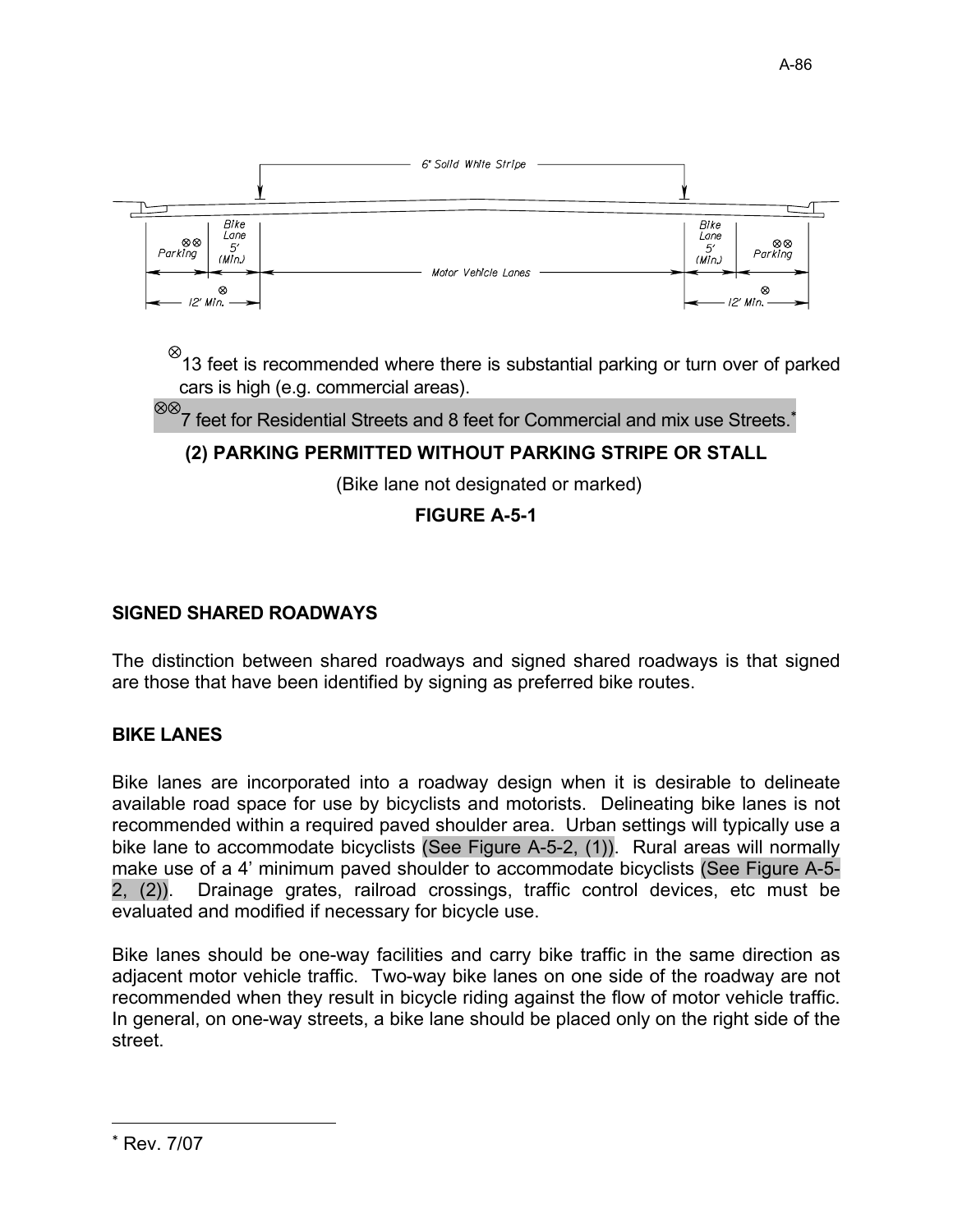⊗13 feet is recommended where there is substantial parking or turn over of parked cars is high (e.g. commercial areas).

⊗⊗7 feet for Residential Streets and 8 feet for Commercial and mix use Streets.*

**(2) PARKING PERMITTED WITHOUT PARKING STRIPE OR STALL**

(Bike lane not designated or marked)

**FIGURE A-5-1**

## SIGNED SHARED ROADWAYS

The distinction between shared roadways and signed shared roadways is that signed are those that have been identified by signing as preferred bike routes.

## BIKE LANES

Bike lanes are incorporated into a roadway design when it is desirable to delineate available road space for use by bicyclists and motorists. Delineating bike lanes is not recommended within a required paved shoulder area. Urban settings will typically use a bike lane to accommodate bicyclists (See Figure A-5-2, (1)). Rural areas will normally make use of a 4' minimum paved shoulder to accommodate bicyclists (See Figure A-5-2, (2)). Drainage grates, railroad crossings, traffic control devices, etc must be evaluated and modified if necessary for bicycle use.

Bike lanes should be one-way facilities and carry bike traffic in the same direction as adjacent motor vehicle traffic. Two-way bike lanes on one side of the roadway are not recommended when they result in bicycle riding against the flow of motor vehicle traffic. In general, on one-way streets, a bike lane should be placed only on the right side of the street.

* Rev. 7/07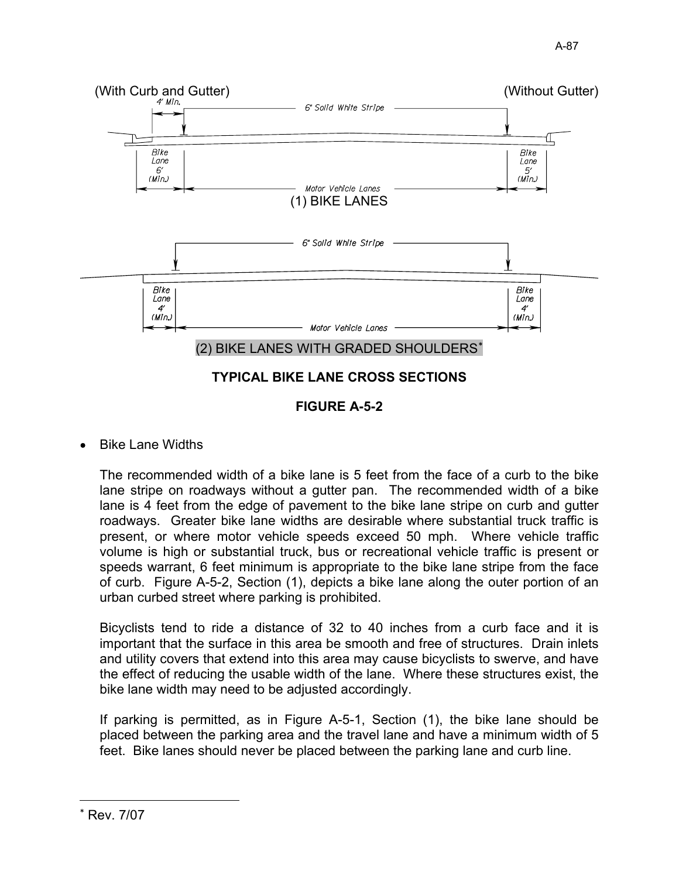(With Curb and Gutter) (Without Gutter)

4' Min.

6" Solid White Stripe

Bike Lane 6' (Min.)

Bike Lane 5' (Min.)

Motor Vehicle Lanes

(1) BIKE LANES

6" Solid White Stripe

Bike Lane 4' (Min.)

Bike Lane 4' (Min.)

Motor Vehicle Lanes

(2) BIKE LANES WITH GRADED SHOULDERS*

**TYPICAL BIKE LANE CROSS SECTIONS**

**FIGURE A-5-2**

- Bike Lane Widths

  The recommended width of a bike lane is 5 feet from the face of a curb to the bike lane stripe on roadways without a gutter pan. The recommended width of a bike lane is 4 feet from the edge of pavement to the bike lane stripe on curb and gutter roadways. Greater bike lane widths are desirable where substantial truck traffic is present, or where motor vehicle speeds exceed 50 mph. Where vehicle traffic volume is high or substantial truck, bus or recreational vehicle traffic is present or speeds warrant, 6 feet minimum is appropriate to the bike lane stripe from the face of curb. Figure A-5-2, Section (1), depicts a bike lane along the outer portion of an urban curbed street where parking is prohibited.

  Bicyclists tend to ride a distance of 32 to 40 inches from a curb face and it is important that the surface in this area be smooth and free of structures. Drain inlets and utility covers that extend into this area may cause bicyclists to swerve, and have the effect of reducing the usable width of the lane. Where these structures exist, the bike lane width may need to be adjusted accordingly.

  If parking is permitted, as in Figure A-5-1, Section (1), the bike lane should be placed between the parking area and the travel lane and have a minimum width of 5 feet. Bike lanes should never be placed between the parking lane and curb line.

---

* Rev. 7/07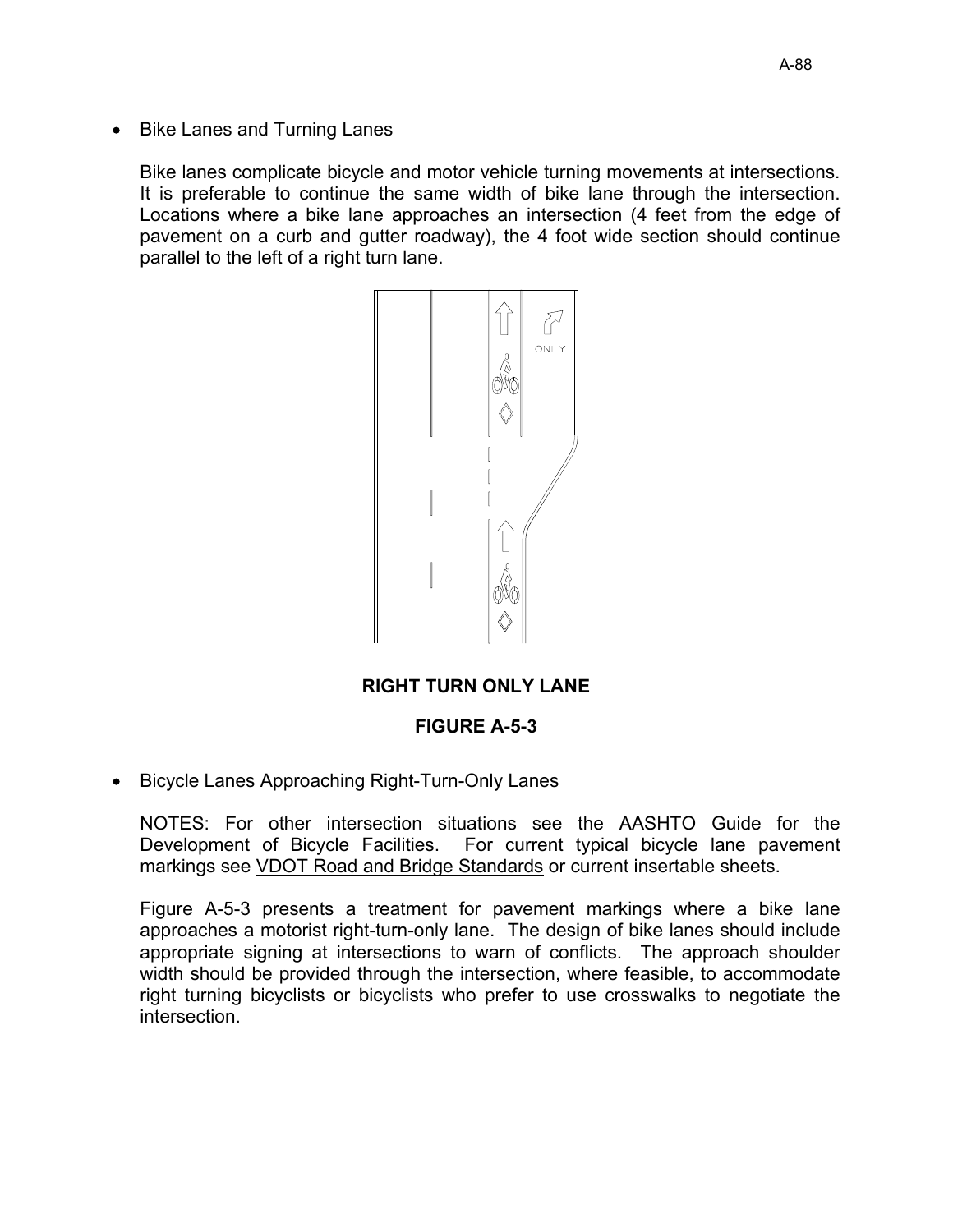- Bike Lanes and Turning Lanes

  Bike lanes complicate bicycle and motor vehicle turning movements at intersections. It is preferable to continue the same width of bike lane through the intersection. Locations where a bike lane approaches an intersection (4 feet from the edge of pavement on a curb and gutter roadway), the 4 foot wide section should continue parallel to the left of a right turn lane.

**RIGHT TURN ONLY LANE**

**FIGURE A-5-3**

- Bicycle Lanes Approaching Right-Turn-Only Lanes

  NOTES: For other intersection situations see the AASHTO Guide for the Development of Bicycle Facilities. For current typical bicycle lane pavement markings see VDOT Road and Bridge Standards or current insertable sheets.

  Figure A-5-3 presents a treatment for pavement markings where a bike lane approaches a motorist right-turn-only lane. The design of bike lanes should include appropriate signing at intersections to warn of conflicts. The approach shoulder width should be provided through the intersection, where feasible, to accommodate right turning bicyclists or bicyclists who prefer to use crosswalks to negotiate the intersection.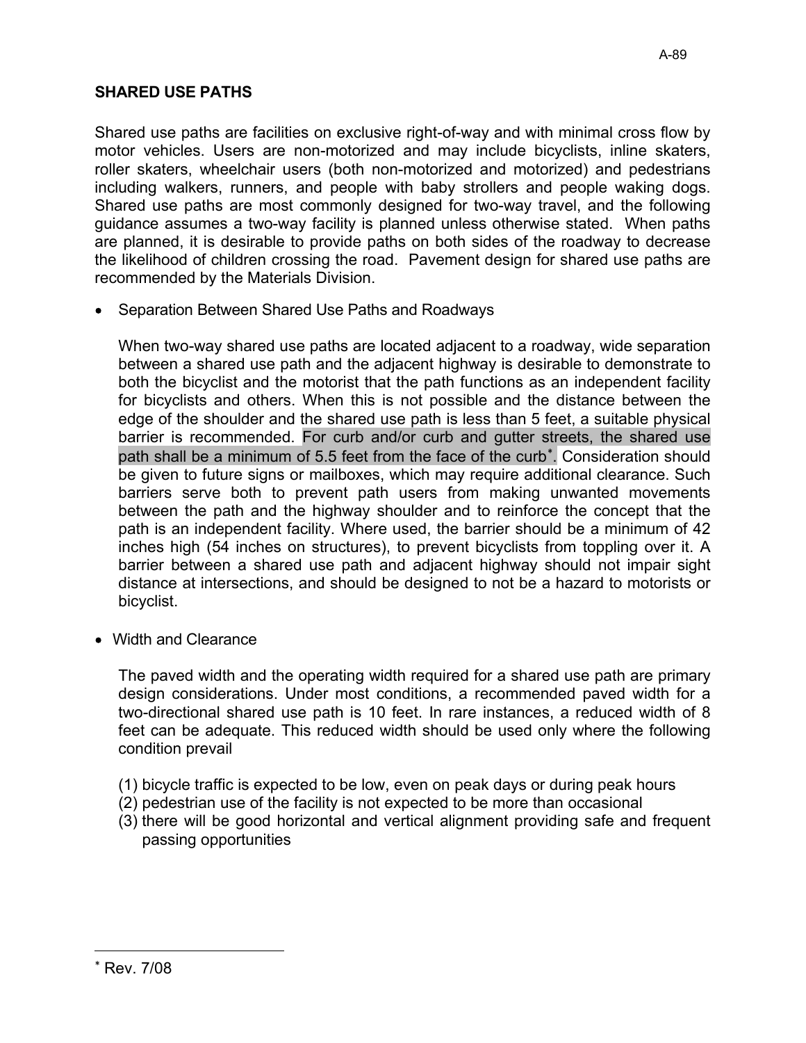## SHARED USE PATHS

Shared use paths are facilities on exclusive right-of-way and with minimal cross flow by motor vehicles. Users are non-motorized and may include bicyclists, inline skaters, roller skaters, wheelchair users (both non-motorized and motorized) and pedestrians including walkers, runners, and people with baby strollers and people waking dogs. Shared use paths are most commonly designed for two-way travel, and the following guidance assumes a two-way facility is planned unless otherwise stated. When paths are planned, it is desirable to provide paths on both sides of the roadway to decrease the likelihood of children crossing the road. Pavement design for shared use paths are recommended by the Materials Division.

- Separation Between Shared Use Paths and Roadways

  When two-way shared use paths are located adjacent to a roadway, wide separation between a shared use path and the adjacent highway is desirable to demonstrate to both the bicyclist and the motorist that the path functions as an independent facility for bicyclists and others. When this is not possible and the distance between the edge of the shoulder and the shared use path is less than 5 feet, a suitable physical barrier is recommended. For curb and/or curb and gutter streets, the shared use path shall be a minimum of 5.5 feet from the face of the curb[*]. Consideration should be given to future signs or mailboxes, which may require additional clearance. Such barriers serve both to prevent path users from making unwanted movements between the path and the highway shoulder and to reinforce the concept that the path is an independent facility. Where used, the barrier should be a minimum of 42 inches high (54 inches on structures), to prevent bicyclists from toppling over it. A barrier between a shared use path and adjacent highway should not impair sight distance at intersections, and should be designed to not be a hazard to motorists or bicyclist.

- Width and Clearance

  The paved width and the operating width required for a shared use path are primary design considerations. Under most conditions, a recommended paved width for a two-directional shared use path is 10 feet. In rare instances, a reduced width of 8 feet can be adequate. This reduced width should be used only where the following condition prevail

  (1) bicycle traffic is expected to be low, even on peak days or during peak hours
  (2) pedestrian use of the facility is not expected to be more than occasional
  (3) there will be good horizontal and vertical alignment providing safe and frequent passing opportunities

---

[*] Rev. 7/08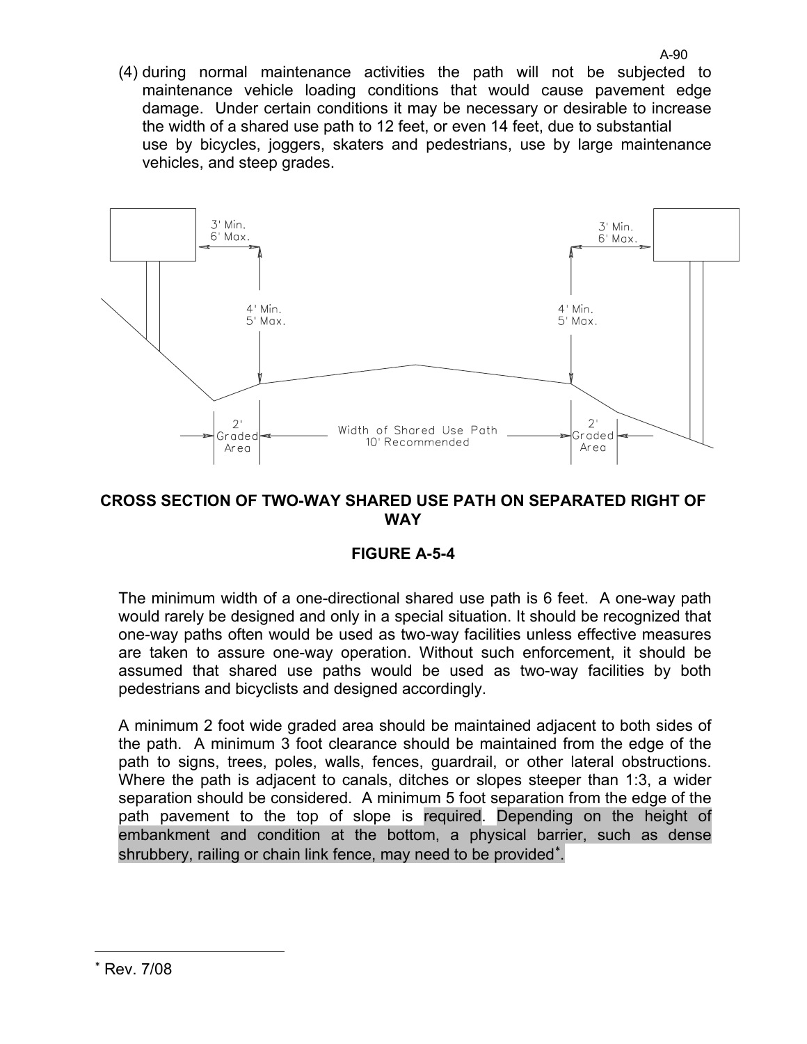(4) during normal maintenance activities the path will not be subjected to maintenance vehicle loading conditions that would cause pavement edge damage. Under certain conditions it may be necessary or desirable to increase the width of a shared use path to 12 feet, or even 14 feet, due to substantial use by bicycles, joggers, skaters and pedestrians, use by large maintenance vehicles, and steep grades.

3' Min. 6' Max.

4' Min. 5' Max.

2' Graded Area

Width of Shared Use Path 10' Recommended

**CROSS SECTION OF TWO-WAY SHARED USE PATH ON SEPARATED RIGHT OF WAY**

**FIGURE A-5-4**

The minimum width of a one-directional shared use path is 6 feet. A one-way path would rarely be designed and only in a special situation. It should be recognized that one-way paths often would be used as two-way facilities unless effective measures are taken to assure one-way operation. Without such enforcement, it should be assumed that shared use paths would be used as two-way facilities by both pedestrians and bicyclists and designed accordingly.

A minimum 2 foot wide graded area should be maintained adjacent to both sides of the path. A minimum 3 foot clearance should be maintained from the edge of the path to signs, trees, poles, walls, fences, guardrail, or other lateral obstructions. Where the path is adjacent to canals, ditches or slopes steeper than 1:3, a wider separation should be considered. A minimum 5 foot separation from the edge of the path pavement to the top of slope is required. Depending on the height of embankment and condition at the bottom, a physical barrier, such as dense shrubbery, railing or chain link fence, may need to be provided*.

* Rev. 7/08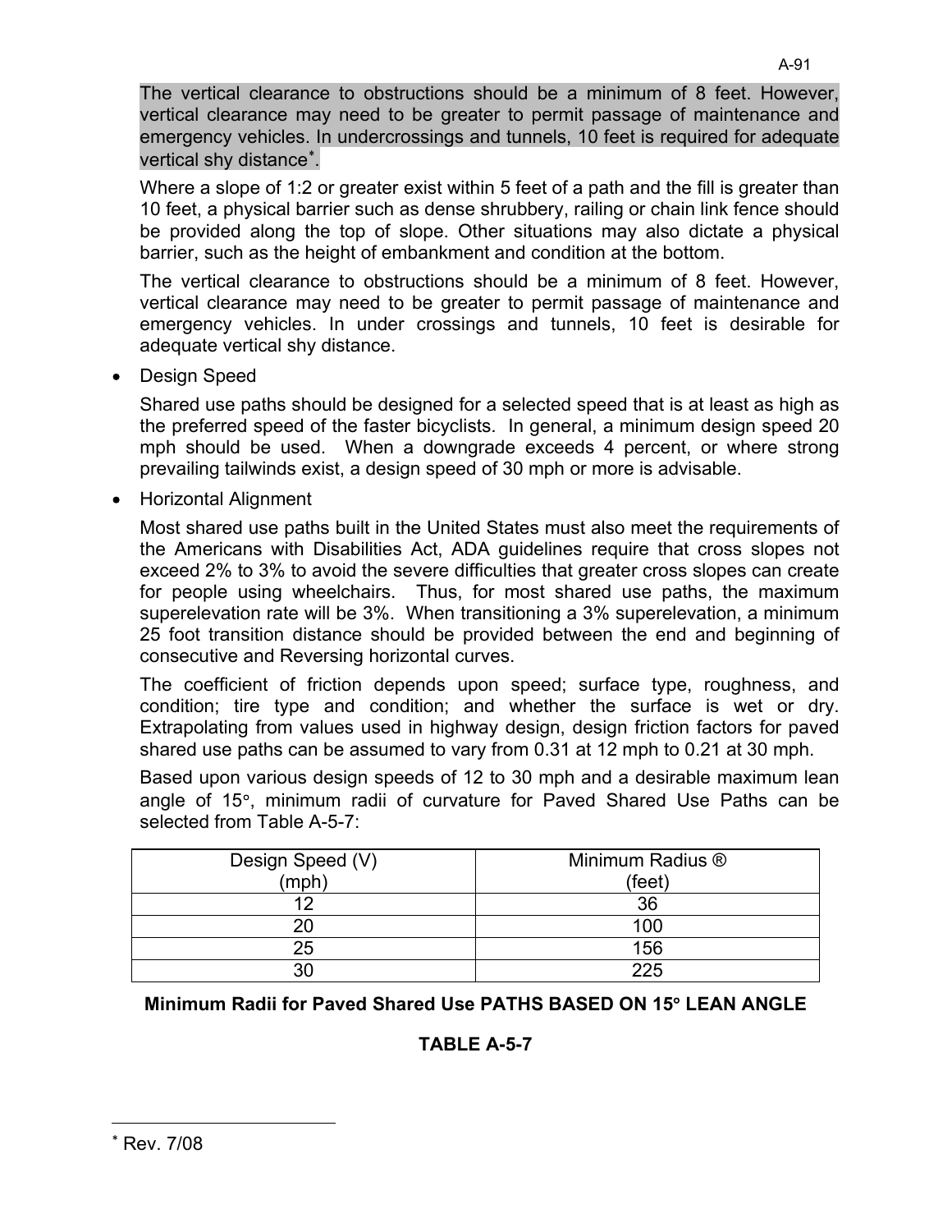The vertical clearance to obstructions should be a minimum of 8 feet. However, vertical clearance may need to be greater to permit passage of maintenance and emergency vehicles. In undercrossings and tunnels, 10 feet is required for adequate vertical shy distance*.

Where a slope of 1:2 or greater exist within 5 feet of a path and the fill is greater than 10 feet, a physical barrier such as dense shrubbery, railing or chain link fence should be provided along the top of slope. Other situations may also dictate a physical barrier, such as the height of embankment and condition at the bottom.

The vertical clearance to obstructions should be a minimum of 8 feet. However, vertical clearance may need to be greater to permit passage of maintenance and emergency vehicles. In under crossings and tunnels, 10 feet is desirable for adequate vertical shy distance.

- Design Speed

  Shared use paths should be designed for a selected speed that is at least as high as the preferred speed of the faster bicyclists. In general, a minimum design speed 20 mph should be used. When a downgrade exceeds 4 percent, or where strong prevailing tailwinds exist, a design speed of 30 mph or more is advisable.

- Horizontal Alignment

  Most shared use paths built in the United States must also meet the requirements of the Americans with Disabilities Act, ADA guidelines require that cross slopes not exceed 2% to 3% to avoid the severe difficulties that greater cross slopes can create for people using wheelchairs. Thus, for most shared use paths, the maximum superelevation rate will be 3%. When transitioning a 3% superelevation, a minimum 25 foot transition distance should be provided between the end and beginning of consecutive and Reversing horizontal curves.

  The coefficient of friction depends upon speed; surface type, roughness, and condition; tire type and condition; and whether the surface is wet or dry. Extrapolating from values used in highway design, design friction factors for paved shared use paths can be assumed to vary from 0.31 at 12 mph to 0.21 at 30 mph.

  Based upon various design speeds of 12 to 30 mph and a desirable maximum lean angle of 15°, minimum radii of curvature for Paved Shared Use Paths can be selected from Table A-5-7:

| Design Speed (V) (mph) | Minimum Radius ® (feet) |
|---|---|
| 12 | 36 |
| 20 | 100 |
| 25 | 156 |
| 30 | 225 |

**Minimum Radii for Paved Shared Use PATHS BASED ON 15° LEAN ANGLE**

**TABLE A-5-7**

* Rev. 7/08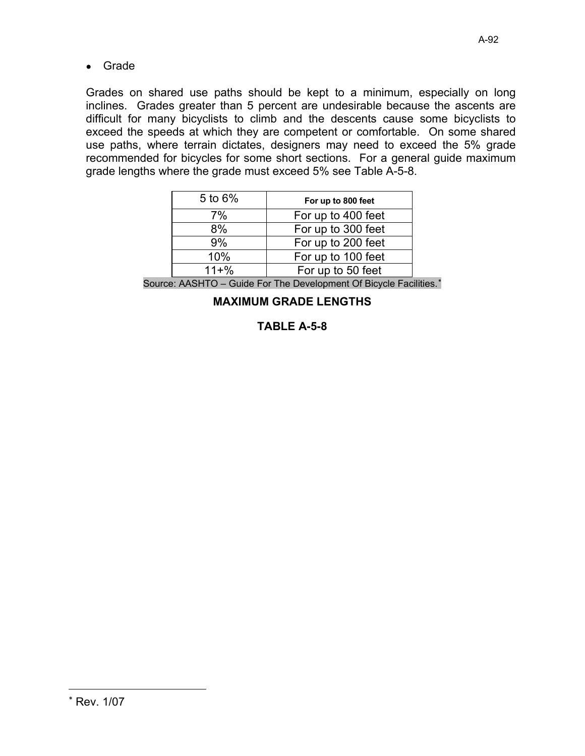- Grade

Grades on shared use paths should be kept to a minimum, especially on long inclines. Grades greater than 5 percent are undesirable because the ascents are difficult for many bicyclists to climb and the descents cause some bicyclists to exceed the speeds at which they are competent or comfortable. On some shared use paths, where terrain dictates, designers may need to exceed the 5% grade recommended for bicycles for some short sections. For a general guide maximum grade lengths where the grade must exceed 5% see Table A-5-8.

| 5 to 6% | **For up to 800 feet** |
|---|---|
| 7% | For up to 400 feet |
| 8% | For up to 300 feet |
| 9% | For up to 200 feet |
| 10% | For up to 100 feet |
| 11+% | For up to 50 feet |

Source: AASHTO – Guide For The Development Of Bicycle Facilities.*

**MAXIMUM GRADE LENGTHS**

**TABLE A-5-8**

* Rev. 1/07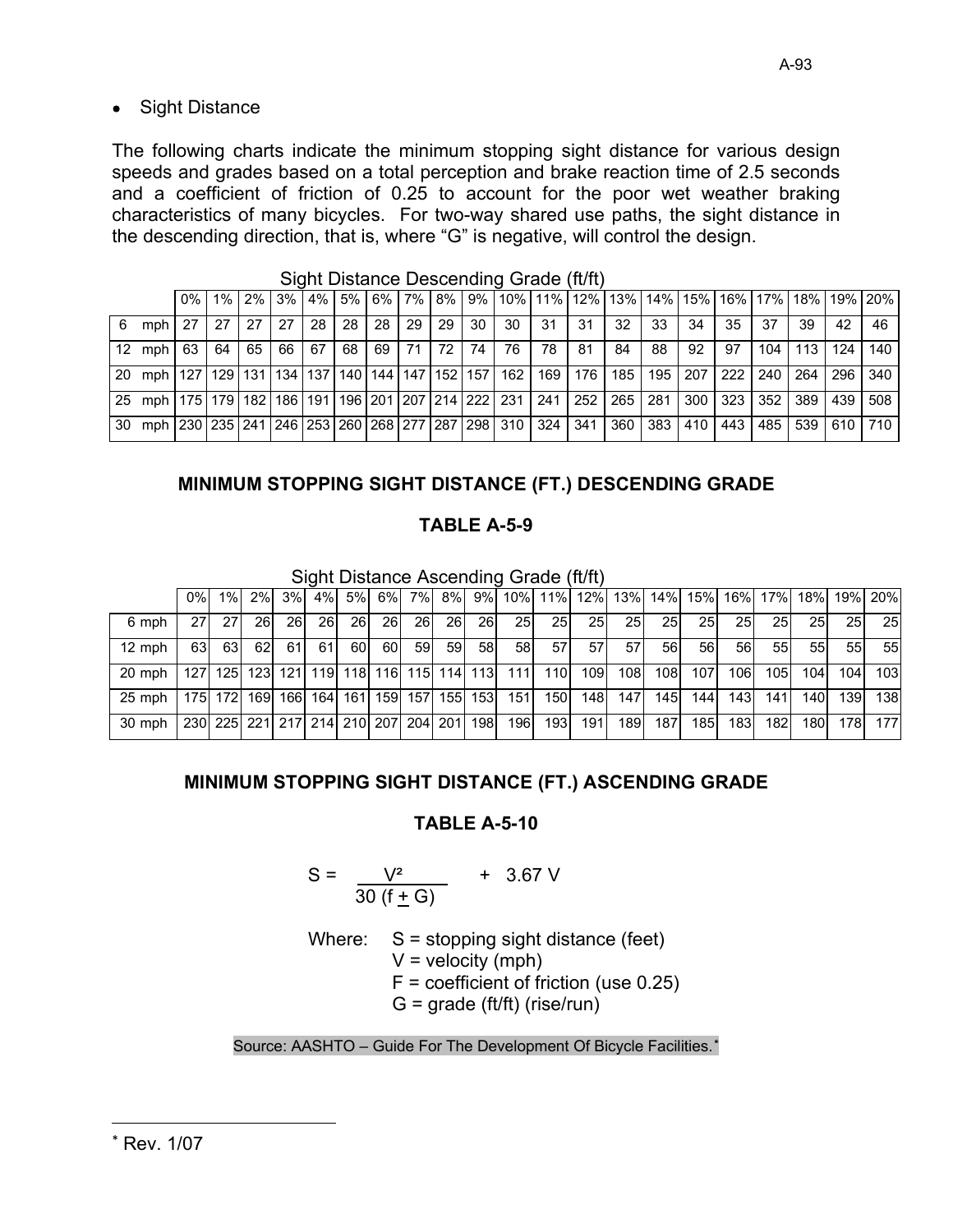- Sight Distance

The following charts indicate the minimum stopping sight distance for various design speeds and grades based on a total perception and brake reaction time of 2.5 seconds and a coefficient of friction of 0.25 to account for the poor wet weather braking characteristics of many bicycles. For two-way shared use paths, the sight distance in the descending direction, that is, where "G" is negative, will control the design.

Sight Distance Descending Grade (ft/ft)

| | 0% | 1% | 2% | 3% | 4% | 5% | 6% | 7% | 8% | 9% | 10% | 11% | 12% | 13% | 14% | 15% | 16% | 17% | 18% | 19% | 20% |
|---|---|---|---|---|---|---|---|---|---|---|---|---|---|---|---|---|---|---|---|---|---|
| 6 mph | 27 | 27 | 27 | 27 | 28 | 28 | 28 | 29 | 29 | 30 | 30 | 31 | 31 | 32 | 33 | 34 | 35 | 37 | 39 | 42 | 46 |
| 12 mph | 63 | 64 | 65 | 66 | 67 | 68 | 69 | 71 | 72 | 74 | 76 | 78 | 81 | 84 | 88 | 92 | 97 | 104 | 113 | 124 | 140 |
| 20 mph | 127 | 129 | 131 | 134 | 137 | 140 | 144 | 147 | 152 | 157 | 162 | 169 | 176 | 185 | 195 | 207 | 222 | 240 | 264 | 296 | 340 |
| 25 mph | 175 | 179 | 182 | 186 | 191 | 196 | 201 | 207 | 214 | 222 | 231 | 241 | 252 | 265 | 281 | 300 | 323 | 352 | 389 | 439 | 508 |
| 30 mph | 230 | 235 | 241 | 246 | 253 | 260 | 268 | 277 | 287 | 298 | 310 | 324 | 341 | 360 | 383 | 410 | 443 | 485 | 539 | 610 | 710 |

**MINIMUM STOPPING SIGHT DISTANCE (FT.) DESCENDING GRADE**

**TABLE A-5-9**

Sight Distance Ascending Grade (ft/ft)

| | 0% | 1% | 2% | 3% | 4% | 5% | 6% | 7% | 8% | 9% | 10% | 11% | 12% | 13% | 14% | 15% | 16% | 17% | 18% | 19% | 20% |
|---|---|---|---|---|---|---|---|---|---|---|---|---|---|---|---|---|---|---|---|---|---|
| 6 mph | 27 | 27 | 26 | 26 | 26 | 26 | 26 | 26 | 26 | 26 | 25 | 25 | 25 | 25 | 25 | 25 | 25 | 25 | 25 | 25 | 25 |
| 12 mph | 63 | 63 | 62 | 61 | 61 | 60 | 60 | 59 | 59 | 58 | 58 | 57 | 57 | 57 | 56 | 56 | 56 | 55 | 55 | 55 | 55 |
| 20 mph | 127 | 125 | 123 | 121 | 119 | 118 | 116 | 115 | 114 | 113 | 111 | 110 | 109 | 108 | 108 | 107 | 106 | 105 | 104 | 104 | 103 |
| 25 mph | 175 | 172 | 169 | 166 | 164 | 161 | 159 | 157 | 155 | 153 | 151 | 150 | 148 | 147 | 145 | 144 | 143 | 141 | 140 | 139 | 138 |
| 30 mph | 230 | 225 | 221 | 217 | 214 | 210 | 207 | 204 | 201 | 198 | 196 | 193 | 191 | 189 | 187 | 185 | 183 | 182 | 180 | 178 | 177 |

**MINIMUM STOPPING SIGHT DISTANCE (FT.) ASCENDING GRADE**

**TABLE A-5-10**

$$S = \frac{V^2}{30\,(f \pm G)} + 3.67\,V$$

Where: S = stopping sight distance (feet)
V = velocity (mph)
F = coefficient of friction (use 0.25)
G = grade (ft/ft) (rise/run)

Source: AASHTO – Guide For The Development Of Bicycle Facilities.[*]

[*] Rev. 1/07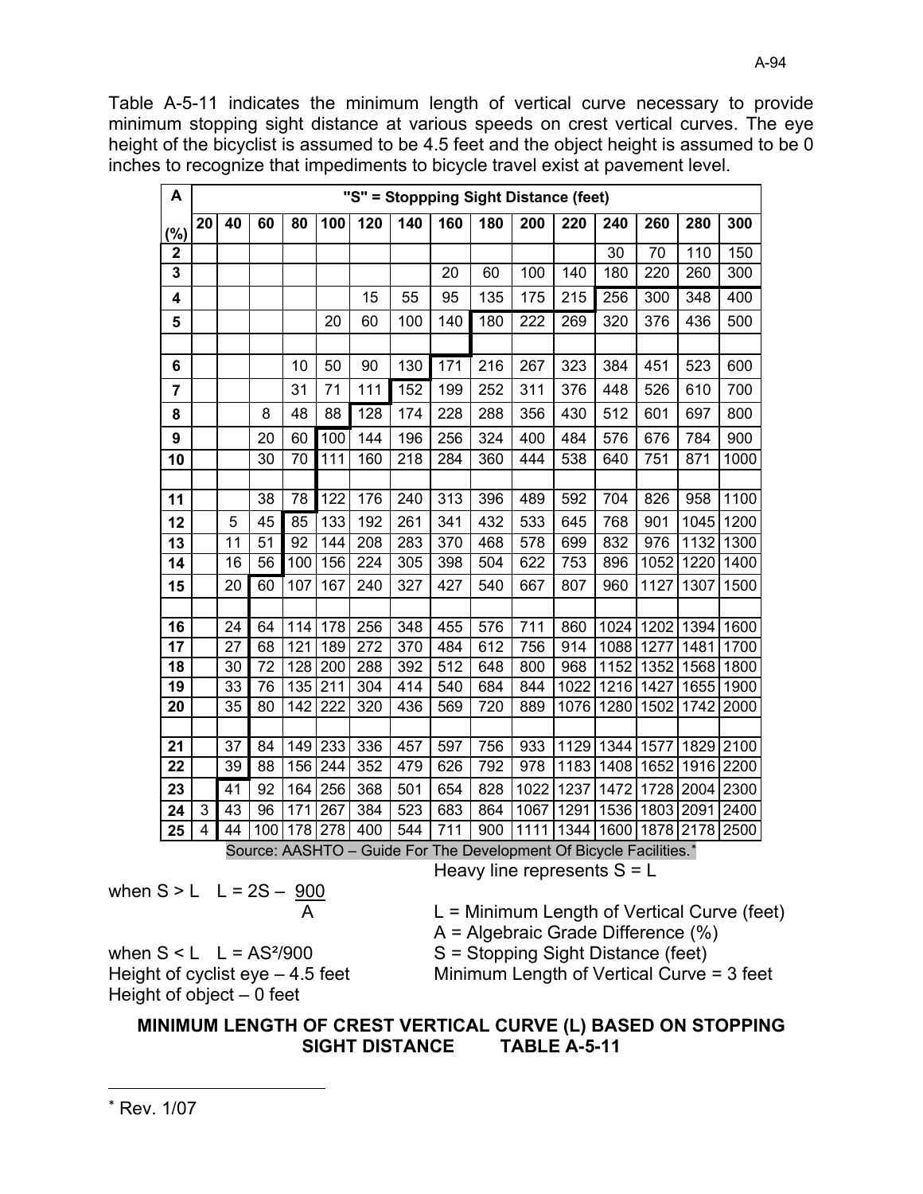Table A-5-11 indicates the minimum length of vertical curve necessary to provide minimum stopping sight distance at various speeds on crest vertical curves. The eye height of the bicyclist is assumed to be 4.5 feet and the object height is assumed to be 0 inches to recognize that impediments to bicycle travel exist at pavement level.

| A | "S" = Stoppping Sight Distance (feet) | | | | | | | | | | | | | | |
|---|---|---|---|---|---|---|---|---|---|---|---|---|---|---|---|
| (%) | 20 | 40 | 60 | 80 | 100 | 120 | 140 | 160 | 180 | 200 | 220 | 240 | 260 | 280 | 300 |
| 2 | | | | | | | | | | | | 30 | 70 | 110 | 150 |
| 3 | | | | | | | | 20 | 60 | 100 | 140 | 180 | 220 | 260 | 300 |
| 4 | | | | | | 15 | 55 | 95 | 135 | 175 | 215 | 256 | 300 | 348 | 400 |
| 5 | | | | | 20 | 60 | 100 | 140 | 180 | 222 | 269 | 320 | 376 | 436 | 500 |
| | | | | | | | | | | | | | | | |
| 6 | | | | 10 | 50 | 90 | 130 | 171 | 216 | 267 | 323 | 384 | 451 | 523 | 600 |
| 7 | | | | 31 | 71 | 111 | 152 | 199 | 252 | 311 | 376 | 448 | 526 | 610 | 700 |
| 8 | | | 8 | 48 | 88 | 128 | 174 | 228 | 288 | 356 | 430 | 512 | 601 | 697 | 800 |
| 9 | | | 20 | 60 | 100 | 144 | 196 | 256 | 324 | 400 | 484 | 576 | 676 | 784 | 900 |
| 10 | | | 30 | 70 | 111 | 160 | 218 | 284 | 360 | 444 | 538 | 640 | 751 | 871 | 1000 |
| | | | | | | | | | | | | | | | |
| 11 | | | 38 | 78 | 122 | 176 | 240 | 313 | 396 | 489 | 592 | 704 | 826 | 958 | 1100 |
| 12 | | 5 | 45 | 85 | 133 | 192 | 261 | 341 | 432 | 533 | 645 | 768 | 901 | 1045 | 1200 |
| 13 | | 11 | 51 | 92 | 144 | 208 | 283 | 370 | 468 | 578 | 699 | 832 | 976 | 1132 | 1300 |
| 14 | | 16 | 56 | 100 | 156 | 224 | 305 | 398 | 504 | 622 | 753 | 896 | 1052 | 1220 | 1400 |
| 15 | | 20 | 60 | 107 | 167 | 240 | 327 | 427 | 540 | 667 | 807 | 960 | 1127 | 1307 | 1500 |
| | | | | | | | | | | | | | | | |
| 16 | | 24 | 64 | 114 | 178 | 256 | 348 | 455 | 576 | 711 | 860 | 1024 | 1202 | 1394 | 1600 |
| 17 | | 27 | 68 | 121 | 189 | 272 | 370 | 484 | 612 | 756 | 914 | 1088 | 1277 | 1481 | 1700 |
| 18 | | 30 | 72 | 128 | 200 | 288 | 392 | 512 | 648 | 800 | 968 | 1152 | 1352 | 1568 | 1800 |
| 19 | | 33 | 76 | 135 | 211 | 304 | 414 | 540 | 684 | 844 | 1022 | 1216 | 1427 | 1655 | 1900 |
| 20 | | 35 | 80 | 142 | 222 | 320 | 436 | 569 | 720 | 889 | 1076 | 1280 | 1502 | 1742 | 2000 |
| | | | | | | | | | | | | | | | |
| 21 | | 37 | 84 | 149 | 233 | 336 | 457 | 597 | 756 | 933 | 1129 | 1344 | 1577 | 1829 | 2100 |
| 22 | | 39 | 88 | 156 | 244 | 352 | 479 | 626 | 792 | 978 | 1183 | 1408 | 1652 | 1916 | 2200 |
| 23 | | 41 | 92 | 164 | 256 | 368 | 501 | 654 | 828 | 1022 | 1237 | 1472 | 1728 | 2004 | 2300 |
| 24 | 3 | 43 | 96 | 171 | 267 | 384 | 523 | 683 | 864 | 1067 | 1291 | 1536 | 1803 | 2091 | 2400 |
| 25 | 4 | 44 | 100 | 178 | 278 | 400 | 544 | 711 | 900 | 1111 | 1344 | 1600 | 1878 | 2178 | 2500 |

Source: AASHTO – Guide For The Development Of Bicycle Facilities.*

Heavy line represents S = L

when S > L $L = 2S - \frac{900}{A}$

when S < L $L = AS^2/900$

Height of cyclist eye – 4.5 feet

Height of object – 0 feet

L = Minimum Length of Vertical Curve (feet)

A = Algebraic Grade Difference (%)

S = Stopping Sight Distance (feet)

Minimum Length of Vertical Curve = 3 feet

**MINIMUM LENGTH OF CREST VERTICAL CURVE (L) BASED ON STOPPING SIGHT DISTANCE TABLE A-5-11**

* Rev. 1/07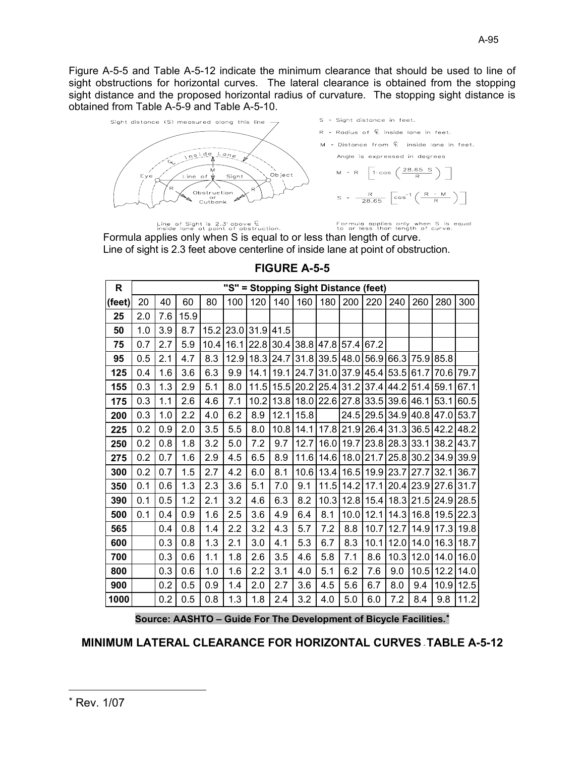Figure A-5-5 and Table A-5-12 indicate the minimum clearance that should be used to line of sight obstructions for horizontal curves. The lateral clearance is obtained from the stopping sight distance and the proposed horizontal radius of curvature. The stopping sight distance is obtained from Table A-5-9 and Table A-5-10.

S - Sight distance in feet.

R - Radius of ℄ inside lane in feet.

M - Distance from ℄ inside lane in feet.

Angle is expressed in degrees

$$M = R\left[1 - \cos\left(\frac{28.65\,S}{R}\right)\right]$$

$$S = \frac{R}{28.65}\left[\cos^{-1}\left(\frac{R - M}{R}\right)\right]$$

Formula applies only when S is equal to or less than length of curve.
Line of sight is 2.3 feet above centerline of inside lane at point of obstruction.

**FIGURE A-5-5**

| R | "S" = Stopping Sight Distance (feet) | | | | | | | | | | | | | | |
|---|---|---|---|---|---|---|---|---|---|---|---|---|---|---|---|
| (feet) | 20 | 40 | 60 | 80 | 100 | 120 | 140 | 160 | 180 | 200 | 220 | 240 | 260 | 280 | 300 |
| **25** | 2.0 | 7.6 | 15.9 | | | | | | | | | | | | |
| **50** | 1.0 | 3.9 | 8.7 | 15.2 | 23.0 | 31.9 | 41.5 | | | | | | | | |
| **75** | 0.7 | 2.7 | 5.9 | 10.4 | 16.1 | 22.8 | 30.4 | 38.8 | 47.8 | 57.4 | 67.2 | | | | |
| **95** | 0.5 | 2.1 | 4.7 | 8.3 | 12.9 | 18.3 | 24.7 | 31.8 | 39.5 | 48.0 | 56.9 | 66.3 | 75.9 | 85.8 | |
| **125** | 0.4 | 1.6 | 3.6 | 6.3 | 9.9 | 14.1 | 19.1 | 24.7 | 31.0 | 37.9 | 45.4 | 53.5 | 61.7 | 70.6 | 79.7 |
| **155** | 0.3 | 1.3 | 2.9 | 5.1 | 8.0 | 11.5 | 15.5 | 20.2 | 25.4 | 31.2 | 37.4 | 44.2 | 51.4 | 59.1 | 67.1 |
| **175** | 0.3 | 1.1 | 2.6 | 4.6 | 7.1 | 10.2 | 13.8 | 18.0 | 22.6 | 27.8 | 33.5 | 39.6 | 46.1 | 53.1 | 60.5 |
| **200** | 0.3 | 1.0 | 2.2 | 4.0 | 6.2 | 8.9 | 12.1 | 15.8 | | 24.5 | 29.5 | 34.9 | 40.8 | 47.0 | 53.7 |
| **225** | 0.2 | 0.9 | 2.0 | 3.5 | 5.5 | 8.0 | 10.8 | 14.1 | 17.8 | 21.9 | 26.4 | 31.3 | 36.5 | 42.2 | 48.2 |
| **250** | 0.2 | 0.8 | 1.8 | 3.2 | 5.0 | 7.2 | 9.7 | 12.7 | 16.0 | 19.7 | 23.8 | 28.3 | 33.1 | 38.2 | 43.7 |
| **275** | 0.2 | 0.7 | 1.6 | 2.9 | 4.5 | 6.5 | 8.9 | 11.6 | 14.6 | 18.0 | 21.7 | 25.8 | 30.2 | 34.9 | 39.9 |
| **300** | 0.2 | 0.7 | 1.5 | 2.7 | 4.2 | 6.0 | 8.1 | 10.6 | 13.4 | 16.5 | 19.9 | 23.7 | 27.7 | 32.1 | 36.7 |
| **350** | 0.1 | 0.6 | 1.3 | 2.3 | 3.6 | 5.1 | 7.0 | 9.1 | 11.5 | 14.2 | 17.1 | 20.4 | 23.9 | 27.6 | 31.7 |
| **390** | 0.1 | 0.5 | 1.2 | 2.1 | 3.2 | 4.6 | 6.3 | 8.2 | 10.3 | 12.8 | 15.4 | 18.3 | 21.5 | 24.9 | 28.5 |
| **500** | 0.1 | 0.4 | 0.9 | 1.6 | 2.5 | 3.6 | 4.9 | 6.4 | 8.1 | 10.0 | 12.1 | 14.3 | 16.8 | 19.5 | 22.3 |
| **565** | | 0.4 | 0.8 | 1.4 | 2.2 | 3.2 | 4.3 | 5.7 | 7.2 | 8.8 | 10.7 | 12.7 | 14.9 | 17.3 | 19.8 |
| **600** | | 0.3 | 0.8 | 1.3 | 2.1 | 3.0 | 4.1 | 5.3 | 6.7 | 8.3 | 10.1 | 12.0 | 14.0 | 16.3 | 18.7 |
| **700** | | 0.3 | 0.6 | 1.1 | 1.8 | 2.6 | 3.5 | 4.6 | 5.8 | 7.1 | 8.6 | 10.3 | 12.0 | 14.0 | 16.0 |
| **800** | | 0.3 | 0.6 | 1.0 | 1.6 | 2.2 | 3.1 | 4.0 | 5.1 | 6.2 | 7.6 | 9.0 | 10.5 | 12.2 | 14.0 |
| **900** | | 0.2 | 0.5 | 0.9 | 1.4 | 2.0 | 2.7 | 3.6 | 4.5 | 5.6 | 6.7 | 8.0 | 9.4 | 10.9 | 12.5 |
| **1000** | | 0.2 | 0.5 | 0.8 | 1.3 | 1.8 | 2.4 | 3.2 | 4.0 | 5.0 | 6.0 | 7.2 | 8.4 | 9.8 | 11.2 |

**Source: AASHTO – Guide For The Development of Bicycle Facilities.***

## MINIMUM LATERAL CLEARANCE FOR HORIZONTAL CURVES - TABLE A-5-12

---

* Rev. 1/07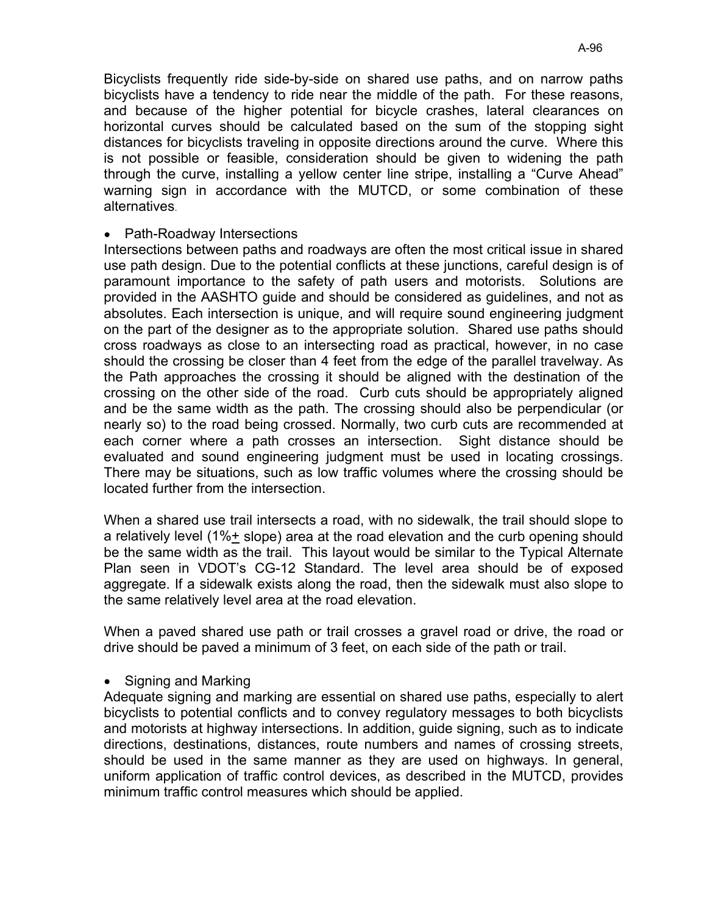Bicyclists frequently ride side-by-side on shared use paths, and on narrow paths bicyclists have a tendency to ride near the middle of the path. For these reasons, and because of the higher potential for bicycle crashes, lateral clearances on horizontal curves should be calculated based on the sum of the stopping sight distances for bicyclists traveling in opposite directions around the curve. Where this is not possible or feasible, consideration should be given to widening the path through the curve, installing a yellow center line stripe, installing a "Curve Ahead" warning sign in accordance with the MUTCD, or some combination of these alternatives.

- Path-Roadway Intersections

Intersections between paths and roadways are often the most critical issue in shared use path design. Due to the potential conflicts at these junctions, careful design is of paramount importance to the safety of path users and motorists. Solutions are provided in the AASHTO guide and should be considered as guidelines, and not as absolutes. Each intersection is unique, and will require sound engineering judgment on the part of the designer as to the appropriate solution. Shared use paths should cross roadways as close to an intersecting road as practical, however, in no case should the crossing be closer than 4 feet from the edge of the parallel travelway. As the Path approaches the crossing it should be aligned with the destination of the crossing on the other side of the road. Curb cuts should be appropriately aligned and be the same width as the path. The crossing should also be perpendicular (or nearly so) to the road being crossed. Normally, two curb cuts are recommended at each corner where a path crosses an intersection. Sight distance should be evaluated and sound engineering judgment must be used in locating crossings. There may be situations, such as low traffic volumes where the crossing should be located further from the intersection.

When a shared use trail intersects a road, with no sidewalk, the trail should slope to a relatively level (1%± slope) area at the road elevation and the curb opening should be the same width as the trail. This layout would be similar to the Typical Alternate Plan seen in VDOT's CG-12 Standard. The level area should be of exposed aggregate. If a sidewalk exists along the road, then the sidewalk must also slope to the same relatively level area at the road elevation.

When a paved shared use path or trail crosses a gravel road or drive, the road or drive should be paved a minimum of 3 feet, on each side of the path or trail.

- Signing and Marking

Adequate signing and marking are essential on shared use paths, especially to alert bicyclists to potential conflicts and to convey regulatory messages to both bicyclists and motorists at highway intersections. In addition, guide signing, such as to indicate directions, destinations, distances, route numbers and names of crossing streets, should be used in the same manner as they are used on highways. In general, uniform application of traffic control devices, as described in the MUTCD, provides minimum traffic control measures which should be applied.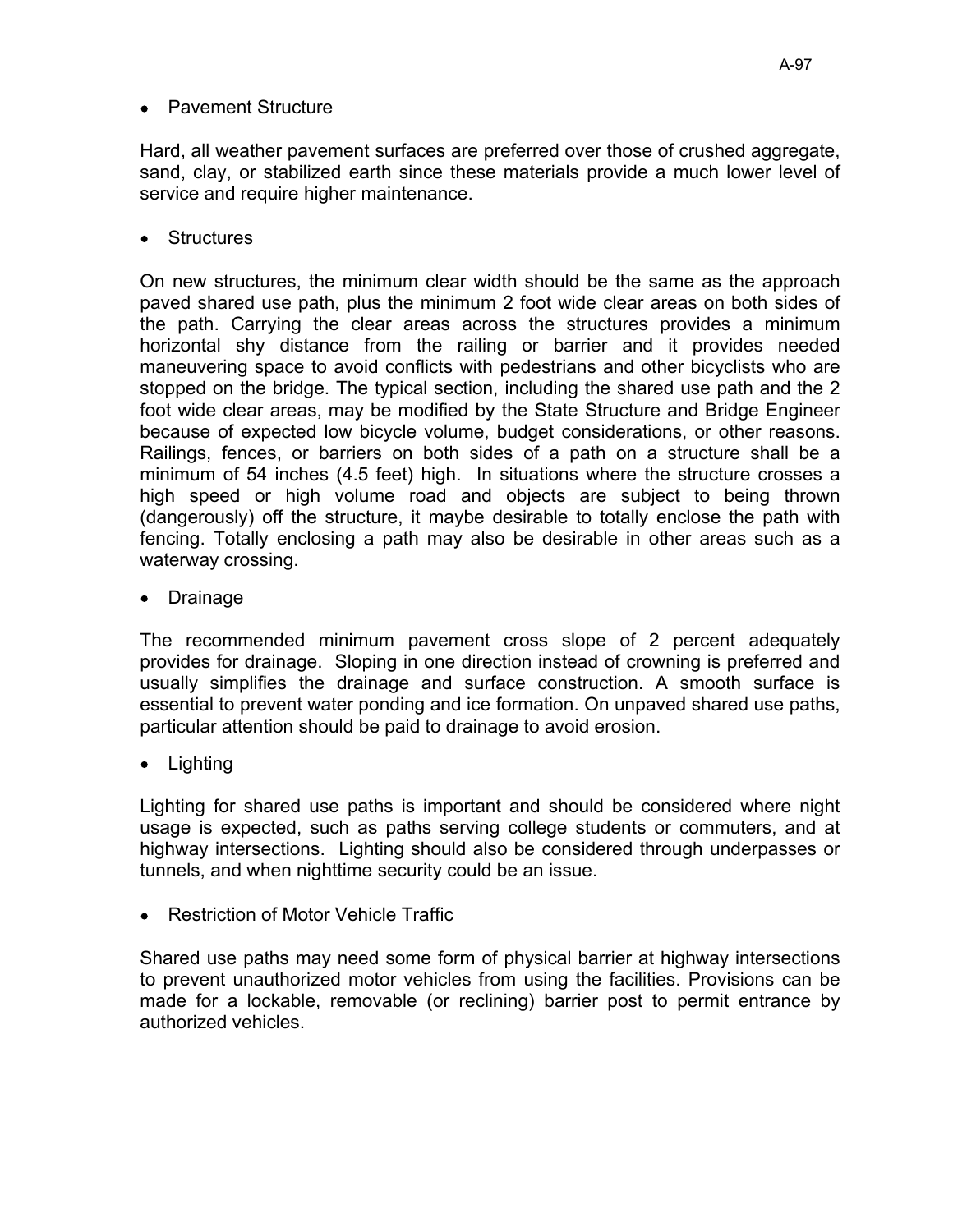- Pavement Structure

Hard, all weather pavement surfaces are preferred over those of crushed aggregate, sand, clay, or stabilized earth since these materials provide a much lower level of service and require higher maintenance.

- Structures

On new structures, the minimum clear width should be the same as the approach paved shared use path, plus the minimum 2 foot wide clear areas on both sides of the path. Carrying the clear areas across the structures provides a minimum horizontal shy distance from the railing or barrier and it provides needed maneuvering space to avoid conflicts with pedestrians and other bicyclists who are stopped on the bridge. The typical section, including the shared use path and the 2 foot wide clear areas, may be modified by the State Structure and Bridge Engineer because of expected low bicycle volume, budget considerations, or other reasons. Railings, fences, or barriers on both sides of a path on a structure shall be a minimum of 54 inches (4.5 feet) high. In situations where the structure crosses a high speed or high volume road and objects are subject to being thrown (dangerously) off the structure, it maybe desirable to totally enclose the path with fencing. Totally enclosing a path may also be desirable in other areas such as a waterway crossing.

- Drainage

The recommended minimum pavement cross slope of 2 percent adequately provides for drainage. Sloping in one direction instead of crowning is preferred and usually simplifies the drainage and surface construction. A smooth surface is essential to prevent water ponding and ice formation. On unpaved shared use paths, particular attention should be paid to drainage to avoid erosion.

- Lighting

Lighting for shared use paths is important and should be considered where night usage is expected, such as paths serving college students or commuters, and at highway intersections. Lighting should also be considered through underpasses or tunnels, and when nighttime security could be an issue.

- Restriction of Motor Vehicle Traffic

Shared use paths may need some form of physical barrier at highway intersections to prevent unauthorized motor vehicles from using the facilities. Provisions can be made for a lockable, removable (or reclining) barrier post to permit entrance by authorized vehicles.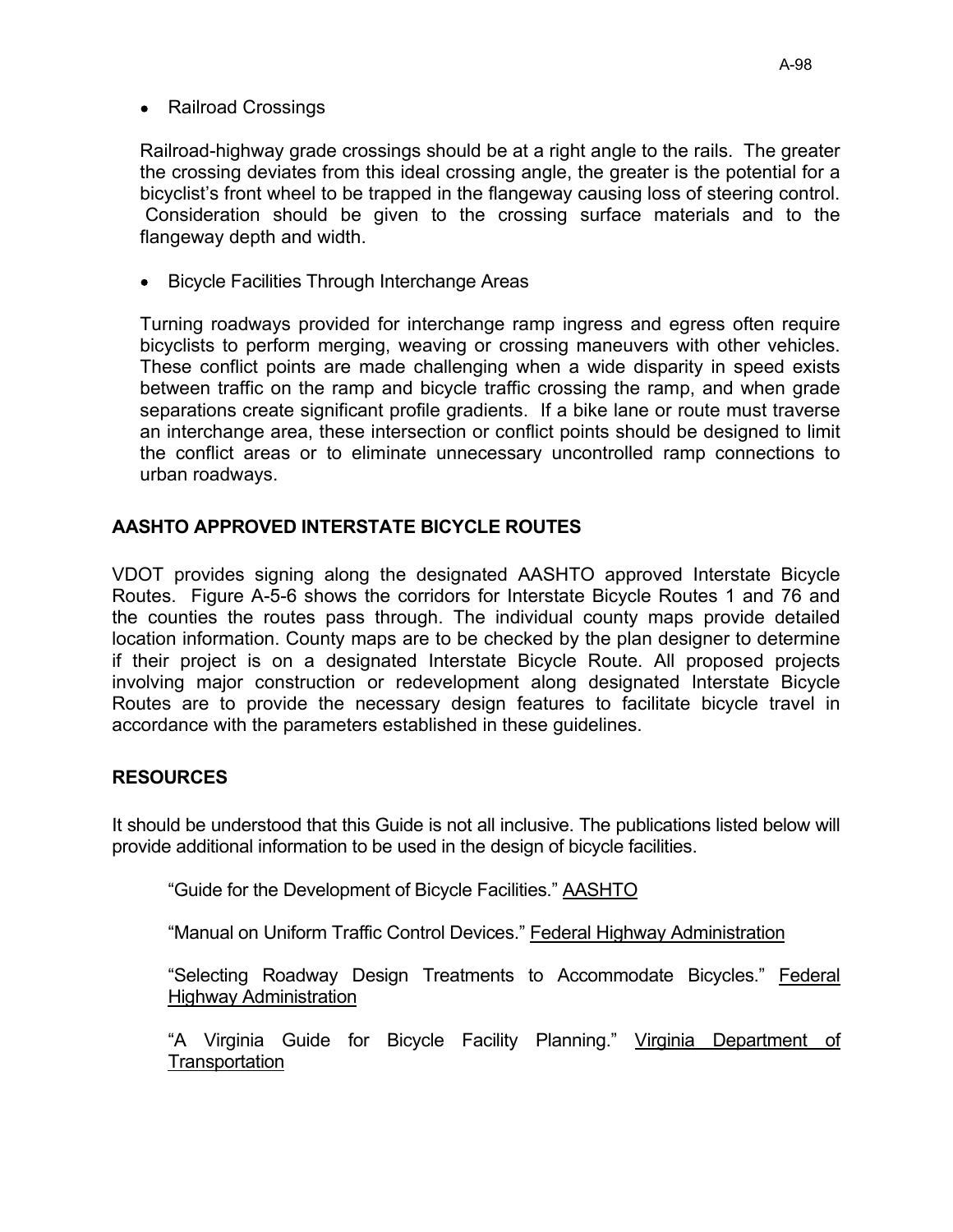- Railroad Crossings

Railroad-highway grade crossings should be at a right angle to the rails. The greater the crossing deviates from this ideal crossing angle, the greater is the potential for a bicyclist's front wheel to be trapped in the flangeway causing loss of steering control. Consideration should be given to the crossing surface materials and to the flangeway depth and width.

- Bicycle Facilities Through Interchange Areas

Turning roadways provided for interchange ramp ingress and egress often require bicyclists to perform merging, weaving or crossing maneuvers with other vehicles. These conflict points are made challenging when a wide disparity in speed exists between traffic on the ramp and bicycle traffic crossing the ramp, and when grade separations create significant profile gradients. If a bike lane or route must traverse an interchange area, these intersection or conflict points should be designed to limit the conflict areas or to eliminate unnecessary uncontrolled ramp connections to urban roadways.

## AASHTO APPROVED INTERSTATE BICYCLE ROUTES

VDOT provides signing along the designated AASHTO approved Interstate Bicycle Routes. Figure A-5-6 shows the corridors for Interstate Bicycle Routes 1 and 76 and the counties the routes pass through. The individual county maps provide detailed location information. County maps are to be checked by the plan designer to determine if their project is on a designated Interstate Bicycle Route. All proposed projects involving major construction or redevelopment along designated Interstate Bicycle Routes are to provide the necessary design features to facilitate bicycle travel in accordance with the parameters established in these guidelines.

## RESOURCES

It should be understood that this Guide is not all inclusive. The publications listed below will provide additional information to be used in the design of bicycle facilities.

"Guide for the Development of Bicycle Facilities." AASHTO

"Manual on Uniform Traffic Control Devices." Federal Highway Administration

"Selecting Roadway Design Treatments to Accommodate Bicycles." Federal Highway Administration

"A Virginia Guide for Bicycle Facility Planning." Virginia Department of Transportation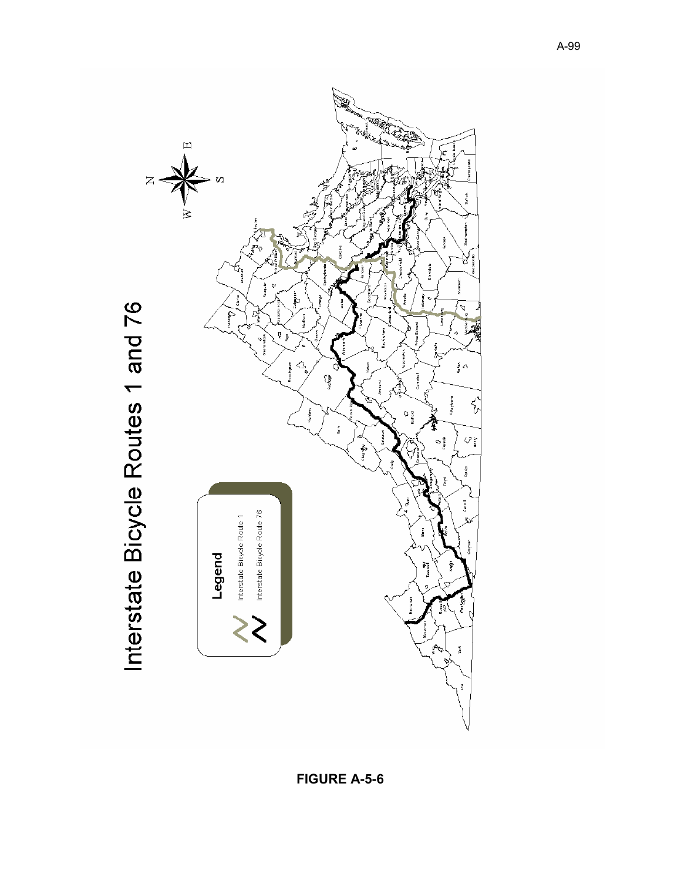# Interstate Bicycle Routes 1 and 76

**Legend**

- Interstate Bicycle Route 1
- Interstate Bicycle Route 76

**FIGURE A-5-6**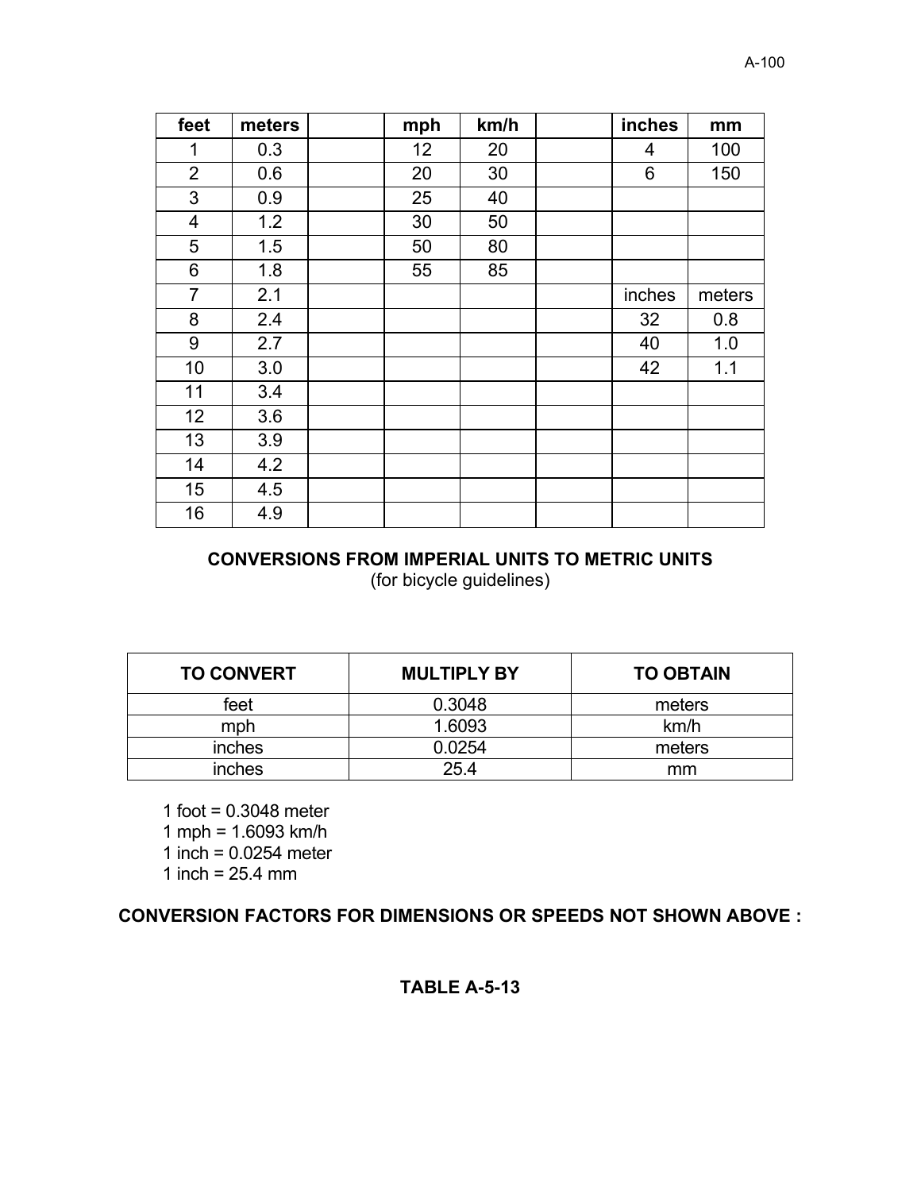| feet | meters | | mph | km/h | | inches | mm |
|---|---|---|---|---|---|---|---|
| 1 | 0.3 | | 12 | 20 | | 4 | 100 |
| 2 | 0.6 | | 20 | 30 | | 6 | 150 |
| 3 | 0.9 | | 25 | 40 | | | |
| 4 | 1.2 | | 30 | 50 | | | |
| 5 | 1.5 | | 50 | 80 | | | |
| 6 | 1.8 | | 55 | 85 | | | |
| 7 | 2.1 | | | | | inches | meters |
| 8 | 2.4 | | | | | 32 | 0.8 |
| 9 | 2.7 | | | | | 40 | 1.0 |
| 10 | 3.0 | | | | | 42 | 1.1 |
| 11 | 3.4 | | | | | | |
| 12 | 3.6 | | | | | | |
| 13 | 3.9 | | | | | | |
| 14 | 4.2 | | | | | | |
| 15 | 4.5 | | | | | | |
| 16 | 4.9 | | | | | | |

**CONVERSIONS FROM IMPERIAL UNITS TO METRIC UNITS**
(for bicycle guidelines)

| TO CONVERT | MULTIPLY BY | TO OBTAIN |
|---|---|---|
| feet | 0.3048 | meters |
| mph | 1.6093 | km/h |
| inches | 0.0254 | meters |
| inches | 25.4 | mm |

1 foot = 0.3048 meter
1 mph = 1.6093 km/h
1 inch = 0.0254 meter
1 inch = 25.4 mm

**CONVERSION FACTORS FOR DIMENSIONS OR SPEEDS NOT SHOWN ABOVE :**

**TABLE A-5-13**